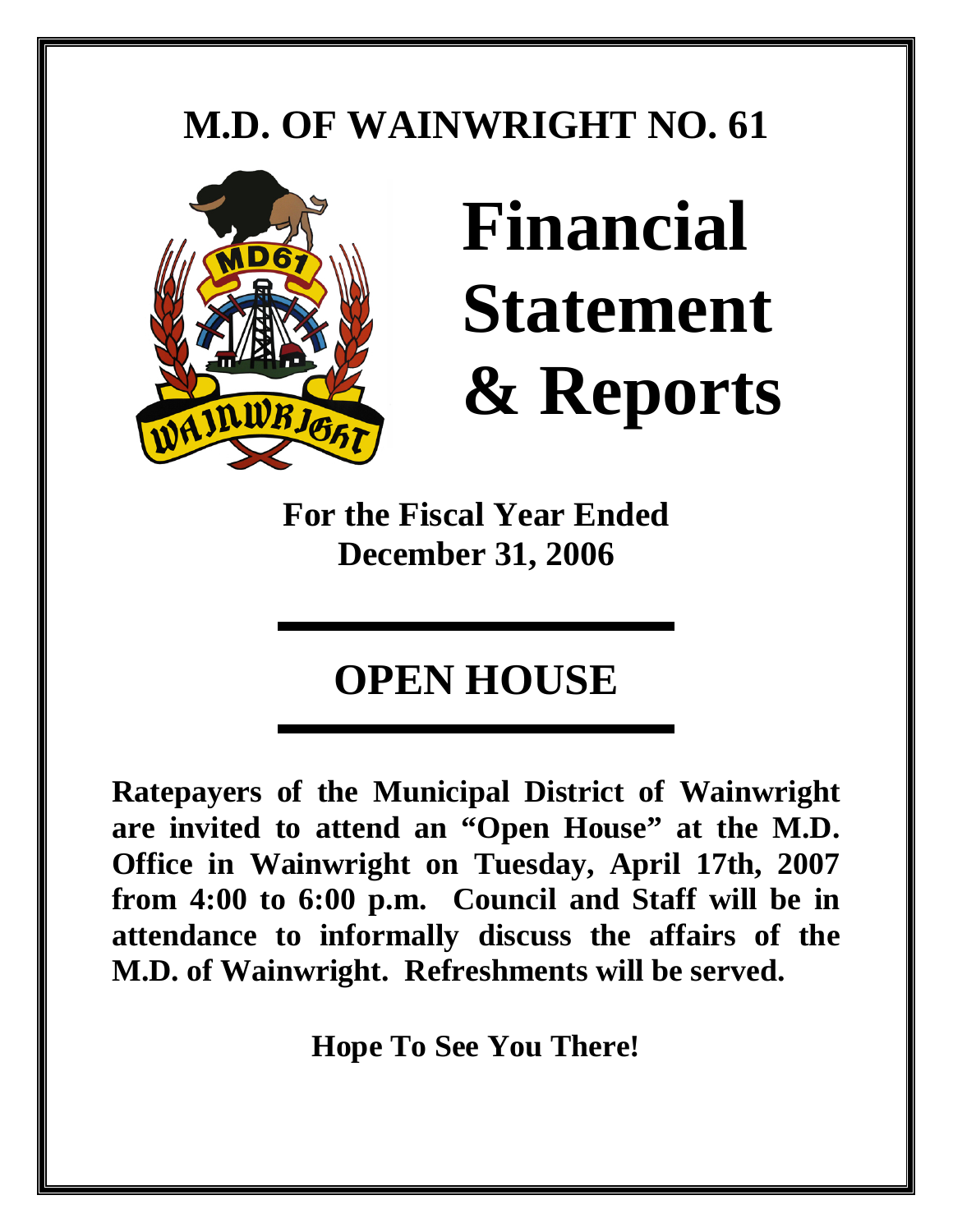# M.D. OF WAINWRIGHT NO. 61

# Financial Statement & Reports

**For the Fiscal Year Ended**
**December 31, 2006**

## OPEN HOUSE

**Ratepayers of the Municipal District of Wainwright are invited to attend an "Open House" at the M.D. Office in Wainwright on Tuesday, April 17th, 2007 from 4:00 to 6:00 p.m. Council and Staff will be in attendance to informally discuss the affairs of the M.D. of Wainwright. Refreshments will be served.**

**Hope To See You There!**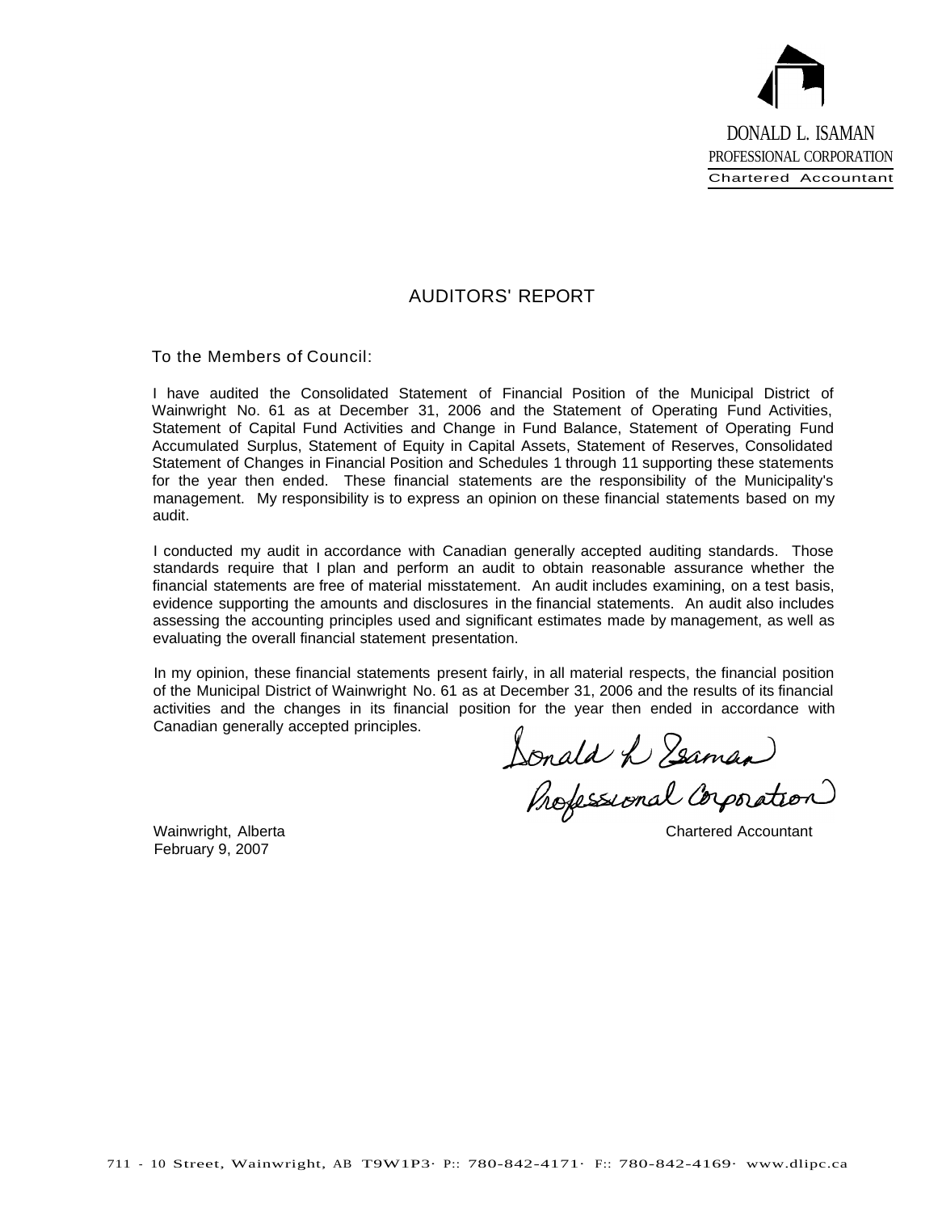DONALD L. ISAMAN
PROFESSIONAL CORPORATION
Chartered Accountant

# AUDITORS' REPORT

To the Members of Council:

I have audited the Consolidated Statement of Financial Position of the Municipal District of Wainwright No. 61 as at December 31, 2006 and the Statement of Operating Fund Activities, Statement of Capital Fund Activities and Change in Fund Balance, Statement of Operating Fund Accumulated Surplus, Statement of Equity in Capital Assets, Statement of Reserves, Consolidated Statement of Changes in Financial Position and Schedules 1 through 11 supporting these statements for the year then ended. These financial statements are the responsibility of the Municipality's management. My responsibility is to express an opinion on these financial statements based on my audit.

I conducted my audit in accordance with Canadian generally accepted auditing standards. Those standards require that I plan and perform an audit to obtain reasonable assurance whether the financial statements are free of material misstatement. An audit includes examining, on a test basis, evidence supporting the amounts and disclosures in the financial statements. An audit also includes assessing the accounting principles used and significant estimates made by management, as well as evaluating the overall financial statement presentation.

In my opinion, these financial statements present fairly, in all material respects, the financial position of the Municipal District of Wainwright No. 61 as at December 31, 2006 and the results of its financial activities and the changes in its financial position for the year then ended in accordance with Canadian generally accepted principles.

Donald L Isaman
Professional Corporation

Chartered Accountant

Wainwright, Alberta
February 9, 2007

711 - 10 Street, Wainwright, AB T9W1P3 · P: 780-842-4171 · F: 780-842-4169 · www.dlipc.ca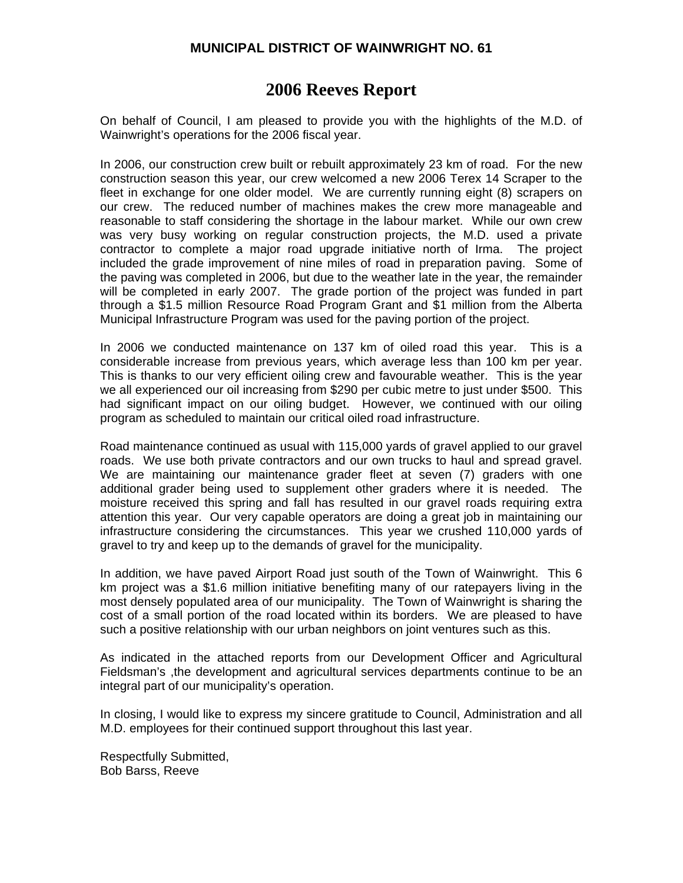**MUNICIPAL DISTRICT OF WAINWRIGHT NO. 61**

# 2006 Reeves Report

On behalf of Council, I am pleased to provide you with the highlights of the M.D. of Wainwright's operations for the 2006 fiscal year.

In 2006, our construction crew built or rebuilt approximately 23 km of road. For the new construction season this year, our crew welcomed a new 2006 Terex 14 Scraper to the fleet in exchange for one older model. We are currently running eight (8) scrapers on our crew. The reduced number of machines makes the crew more manageable and reasonable to staff considering the shortage in the labour market. While our own crew was very busy working on regular construction projects, the M.D. used a private contractor to complete a major road upgrade initiative north of Irma. The project included the grade improvement of nine miles of road in preparation paving. Some of the paving was completed in 2006, but due to the weather late in the year, the remainder will be completed in early 2007. The grade portion of the project was funded in part through a $1.5 million Resource Road Program Grant and $1 million from the Alberta Municipal Infrastructure Program was used for the paving portion of the project.

In 2006 we conducted maintenance on 137 km of oiled road this year. This is a considerable increase from previous years, which average less than 100 km per year. This is thanks to our very efficient oiling crew and favourable weather. This is the year we all experienced our oil increasing from $290 per cubic metre to just under $500. This had significant impact on our oiling budget. However, we continued with our oiling program as scheduled to maintain our critical oiled road infrastructure.

Road maintenance continued as usual with 115,000 yards of gravel applied to our gravel roads. We use both private contractors and our own trucks to haul and spread gravel. We are maintaining our maintenance grader fleet at seven (7) graders with one additional grader being used to supplement other graders where it is needed. The moisture received this spring and fall has resulted in our gravel roads requiring extra attention this year. Our very capable operators are doing a great job in maintaining our infrastructure considering the circumstances. This year we crushed 110,000 yards of gravel to try and keep up to the demands of gravel for the municipality.

In addition, we have paved Airport Road just south of the Town of Wainwright. This 6 km project was a $1.6 million initiative benefiting many of our ratepayers living in the most densely populated area of our municipality. The Town of Wainwright is sharing the cost of a small portion of the road located within its borders. We are pleased to have such a positive relationship with our urban neighbors on joint ventures such as this.

As indicated in the attached reports from our Development Officer and Agricultural Fieldsman's ,the development and agricultural services departments continue to be an integral part of our municipality's operation.

In closing, I would like to express my sincere gratitude to Council, Administration and all M.D. employees for their continued support throughout this last year.

Respectfully Submitted,
Bob Barss, Reeve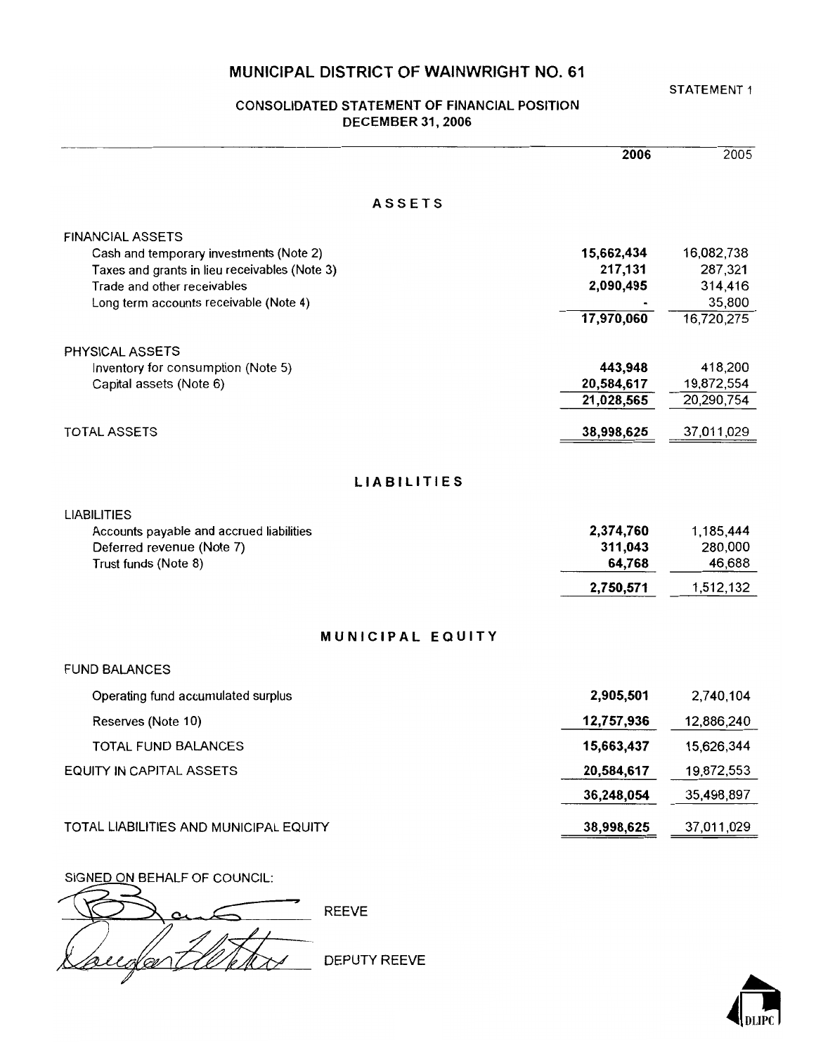# MUNICIPAL DISTRICT OF WAINWRIGHT NO. 61

STATEMENT 1

## CONSOLIDATED STATEMENT OF FINANCIAL POSITION
## DECEMBER 31, 2006

| | 2006 | 2005 |
|---|---|---|
| **ASSETS** | | |
| FINANCIAL ASSETS | | |
| Cash and temporary investments (Note 2) | **15,662,434** | 16,082,738 |
| Taxes and grants in lieu receivables (Note 3) | **217,131** | 287,321 |
| Trade and other receivables | **2,090,495** | 314,416 |
| Long term accounts receivable (Note 4) | **-** | 35,800 |
| | **17,970,060** | 16,720,275 |
| PHYSICAL ASSETS | | |
| Inventory for consumption (Note 5) | **443,948** | 418,200 |
| Capital assets (Note 6) | **20,584,617** | 19,872,554 |
| | **21,028,565** | 20,290,754 |
| TOTAL ASSETS | **38,998,625** | 37,011,029 |
| **LIABILITIES** | | |
| LIABILITIES | | |
| Accounts payable and accrued liabilities | **2,374,760** | 1,185,444 |
| Deferred revenue (Note 7) | **311,043** | 280,000 |
| Trust funds (Note 8) | **64,768** | 46,688 |
| | **2,750,571** | 1,512,132 |
| **MUNICIPAL EQUITY** | | |
| FUND BALANCES | | |
| Operating fund accumulated surplus | **2,905,501** | 2,740,104 |
| Reserves (Note 10) | **12,757,936** | 12,886,240 |
| TOTAL FUND BALANCES | **15,663,437** | 15,626,344 |
| EQUITY IN CAPITAL ASSETS | **20,584,617** | 19,872,553 |
| | **36,248,054** | 35,498,897 |
| TOTAL LIABILITIES AND MUNICIPAL EQUITY | **38,998,625** | 37,011,029 |

SIGNED ON BEHALF OF COUNCIL:

_______________ REEVE

_______________ DEPUTY REEVE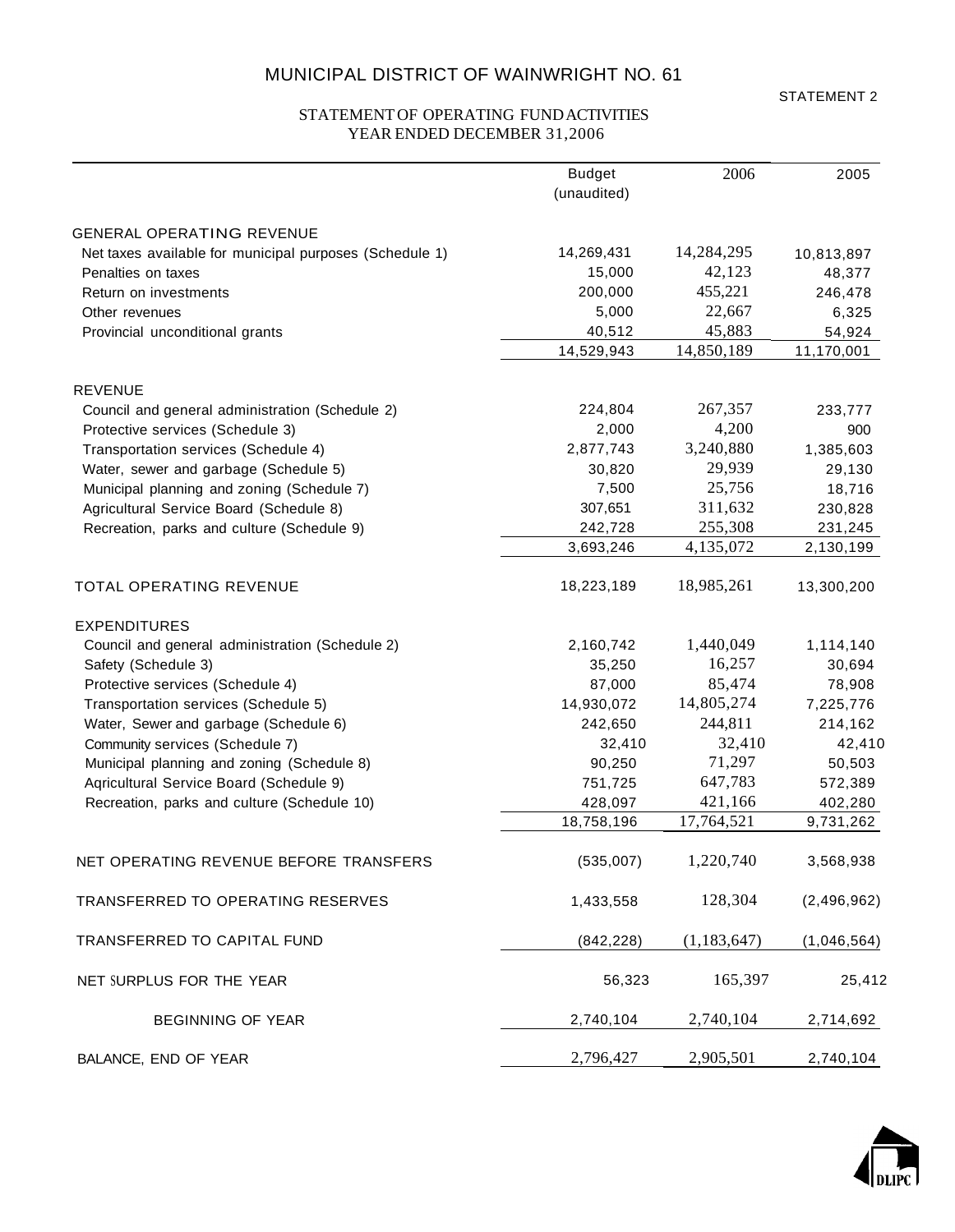# MUNICIPAL DISTRICT OF WAINWRIGHT NO. 61

STATEMENT 2

## STATEMENT OF OPERATING FUND ACTIVITIES
## YEAR ENDED DECEMBER 31, 2006

| | Budget (unaudited) | 2006 | 2005 |
|---|---|---|---|
| **GENERAL OPERATING REVENUE** | | | |
| Net taxes available for municipal purposes (Schedule 1) | 14,269,431 | 14,284,295 | 10,813,897 |
| Penalties on taxes | 15,000 | 42,123 | 48,377 |
| Return on investments | 200,000 | 455,221 | 246,478 |
| Other revenues | 5,000 | 22,667 | 6,325 |
| Provincial unconditional grants | 40,512 | 45,883 | 54,924 |
| | 14,529,943 | 14,850,189 | 11,170,001 |
| **REVENUE** | | | |
| Council and general administration (Schedule 2) | 224,804 | 267,357 | 233,777 |
| Protective services (Schedule 3) | 2,000 | 4,200 | 900 |
| Transportation services (Schedule 4) | 2,877,743 | 3,240,880 | 1,385,603 |
| Water, sewer and garbage (Schedule 5) | 30,820 | 29,939 | 29,130 |
| Municipal planning and zoning (Schedule 7) | 7,500 | 25,756 | 18,716 |
| Agricultural Service Board (Schedule 8) | 307,651 | 311,632 | 230,828 |
| Recreation, parks and culture (Schedule 9) | 242,728 | 255,308 | 231,245 |
| | 3,693,246 | 4,135,072 | 2,130,199 |
| **TOTAL OPERATING REVENUE** | 18,223,189 | 18,985,261 | 13,300,200 |
| **EXPENDITURES** | | | |
| Council and general administration (Schedule 2) | 2,160,742 | 1,440,049 | 1,114,140 |
| Safety (Schedule 3) | 35,250 | 16,257 | 30,694 |
| Protective services (Schedule 4) | 87,000 | 85,474 | 78,908 |
| Transportation services (Schedule 5) | 14,930,072 | 14,805,274 | 7,225,776 |
| Water, Sewer and garbage (Schedule 6) | 242,650 | 244,811 | 214,162 |
| Community services (Schedule 7) | 32,410 | 32,410 | 42,410 |
| Municipal planning and zoning (Schedule 8) | 90,250 | 71,297 | 50,503 |
| Aqricultural Service Board (Schedule 9) | 751,725 | 647,783 | 572,389 |
| Recreation, parks and culture (Schedule 10) | 428,097 | 421,166 | 402,280 |
| | 18,758,196 | 17,764,521 | 9,731,262 |
| **NET OPERATING REVENUE BEFORE TRANSFERS** | (535,007) | 1,220,740 | 3,568,938 |
| **TRANSFERRED TO OPERATING RESERVES** | 1,433,558 | 128,304 | (2,496,962) |
| **TRANSFERRED TO CAPITAL FUND** | (842,228) | (1,183,647) | (1,046,564) |
| **NET SURPLUS FOR THE YEAR** | 56,323 | 165,397 | 25,412 |
| **BEGINNING OF YEAR** | 2,740,104 | 2,740,104 | 2,714,692 |
| **BALANCE, END OF YEAR** | 2,796,427 | 2,905,501 | 2,740,104 |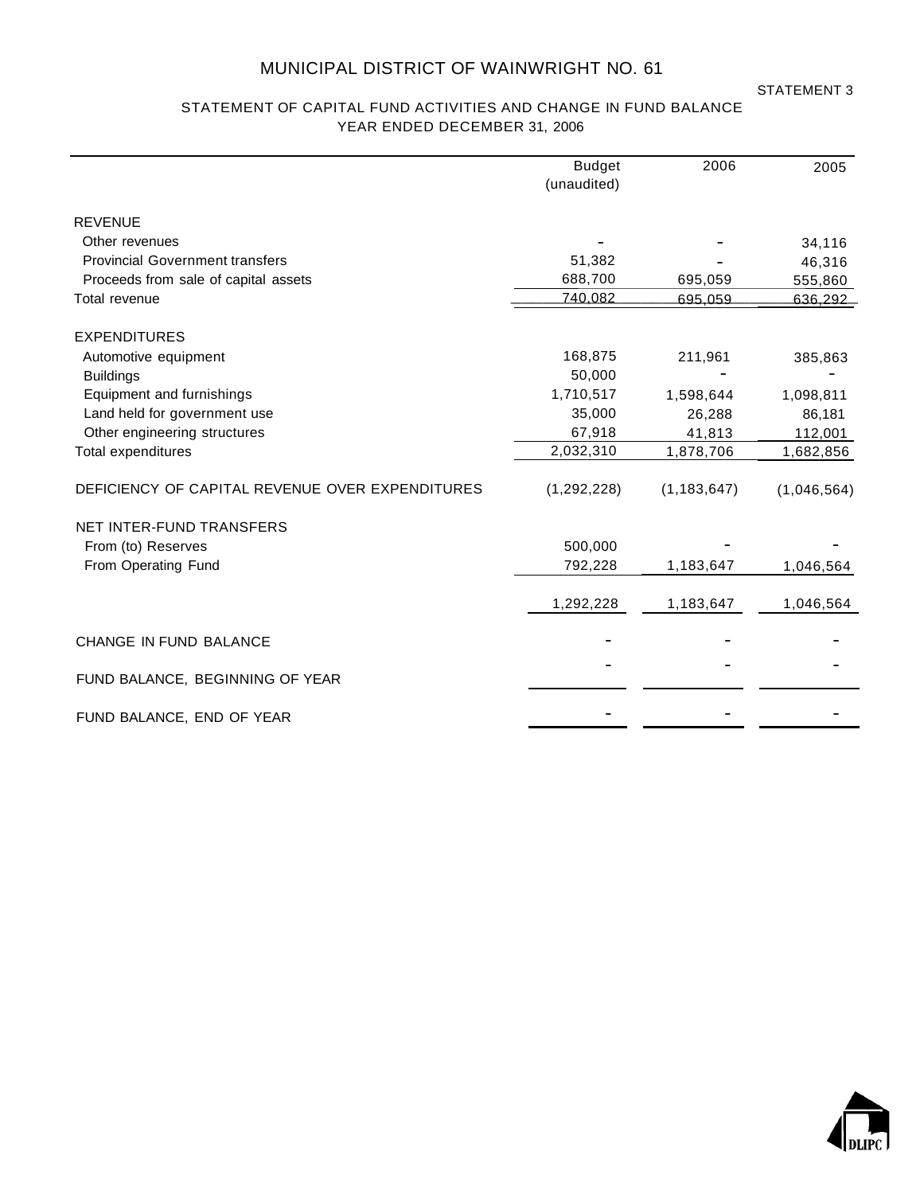# MUNICIPAL DISTRICT OF WAINWRIGHT NO. 61

STATEMENT 3

## STATEMENT OF CAPITAL FUND ACTIVITIES AND CHANGE IN FUND BALANCE
## YEAR ENDED DECEMBER 31, 2006

| | Budget (unaudited) | 2006 | 2005 |
|---|---|---|---|
| **REVENUE** | | | |
| Other revenues | - | - | 34,116 |
| Provincial Government transfers | 51,382 | - | 46,316 |
| Proceeds from sale of capital assets | 688,700 | 695,059 | 555,860 |
| Total revenue | 740,082 | 695,059 | 636,292 |
| **EXPENDITURES** | | | |
| Automotive equipment | 168,875 | 211,961 | 385,863 |
| Buildings | 50,000 | - | - |
| Equipment and furnishings | 1,710,517 | 1,598,644 | 1,098,811 |
| Land held for government use | 35,000 | 26,288 | 86,181 |
| Other engineering structures | 67,918 | 41,813 | 112,001 |
| Total expenditures | 2,032,310 | 1,878,706 | 1,682,856 |
| DEFICIENCY OF CAPITAL REVENUE OVER EXPENDITURES | (1,292,228) | (1,183,647) | (1,046,564) |
| NET INTER-FUND TRANSFERS | | | |
| From (to) Reserves | 500,000 | - | - |
| From Operating Fund | 792,228 | 1,183,647 | 1,046,564 |
| | 1,292,228 | 1,183,647 | 1,046,564 |
| CHANGE IN FUND BALANCE | - | - | - |
| FUND BALANCE, BEGINNING OF YEAR | - | - | - |
| FUND BALANCE, END OF YEAR | - | - | - |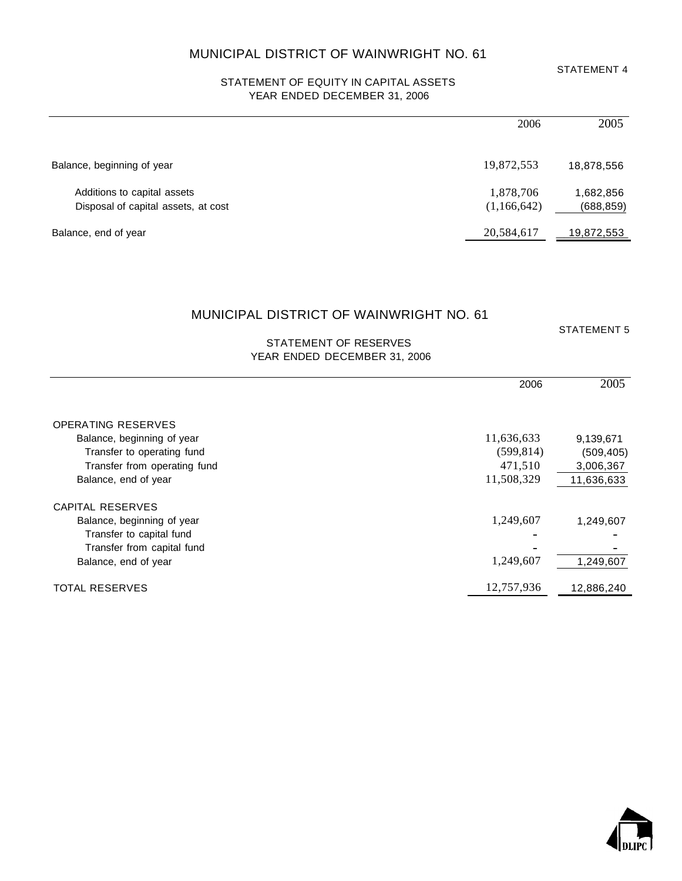# MUNICIPAL DISTRICT OF WAINWRIGHT NO. 61

STATEMENT 4

## STATEMENT OF EQUITY IN CAPITAL ASSETS
YEAR ENDED DECEMBER 31, 2006

| | 2006 | 2005 |
|---|---|---|
| Balance, beginning of year | 19,872,553 | 18,878,556 |
| Additions to capital assets | 1,878,706 | 1,682,856 |
| Disposal of capital assets, at cost | (1,166,642) | (688,859) |
| Balance, end of year | 20,584,617 | 19,872,553 |

# MUNICIPAL DISTRICT OF WAINWRIGHT NO. 61

STATEMENT 5

## STATEMENT OF RESERVES
YEAR ENDED DECEMBER 31, 2006

| | 2006 | 2005 |
|---|---|---|
| OPERATING RESERVES | | |
| Balance, beginning of year | 11,636,633 | 9,139,671 |
| Transfer to operating fund | (599,814) | (509,405) |
| Transfer from operating fund | 471,510 | 3,006,367 |
| Balance, end of year | 11,508,329 | 11,636,633 |
| CAPITAL RESERVES | | |
| Balance, beginning of year | 1,249,607 | 1,249,607 |
| Transfer to capital fund | - | - |
| Transfer from capital fund | - | - |
| Balance, end of year | 1,249,607 | 1,249,607 |
| TOTAL RESERVES | 12,757,936 | 12,886,240 |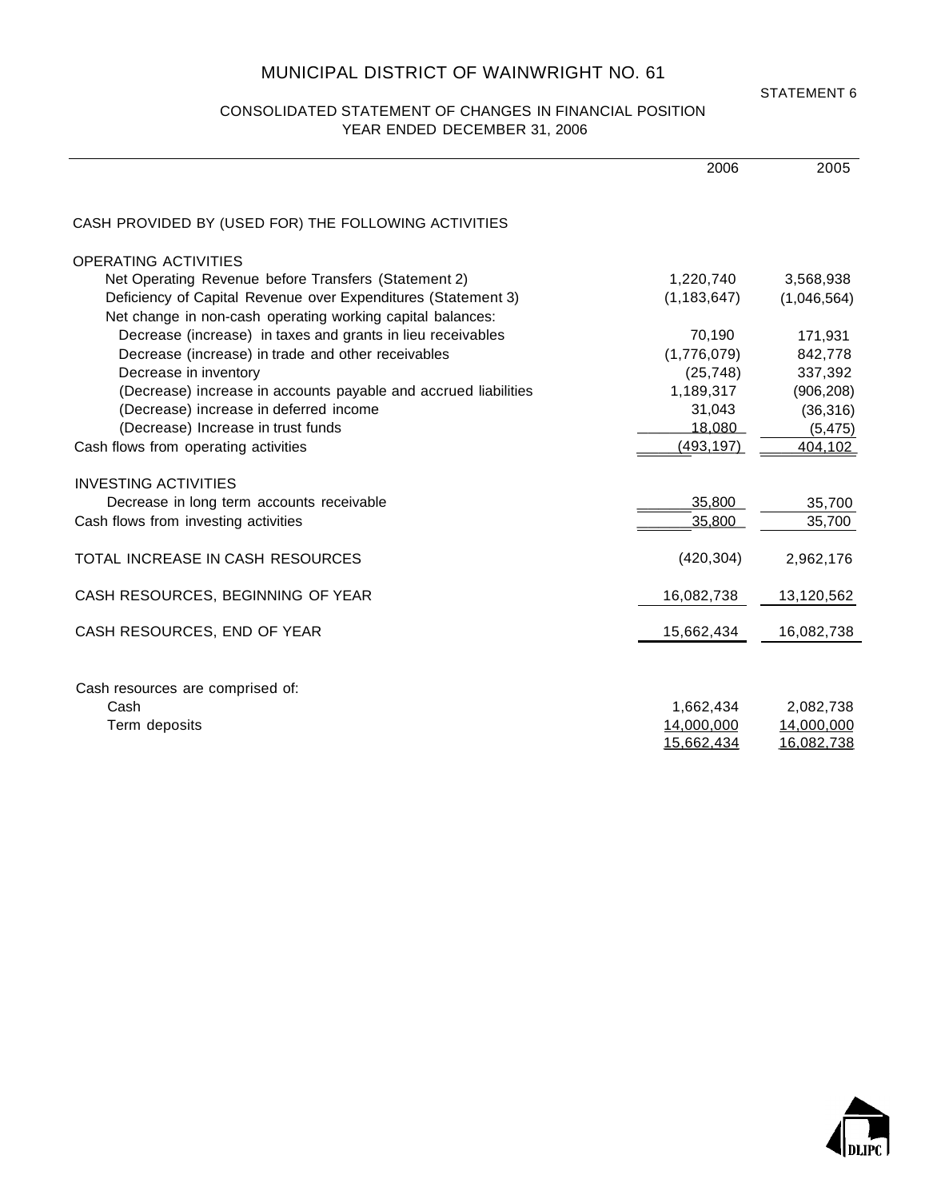# MUNICIPAL DISTRICT OF WAINWRIGHT NO. 61

STATEMENT 6

## CONSOLIDATED STATEMENT OF CHANGES IN FINANCIAL POSITION
## YEAR ENDED DECEMBER 31, 2006

| | 2006 | 2005 |
|---|---|---|
| CASH PROVIDED BY (USED FOR) THE FOLLOWING ACTIVITIES | | |
| OPERATING ACTIVITIES | | |
| Net Operating Revenue before Transfers (Statement 2) | 1,220,740 | 3,568,938 |
| Deficiency of Capital Revenue over Expenditures (Statement 3) | (1,183,647) | (1,046,564) |
| Net change in non-cash operating working capital balances: | | |
| Decrease (increase) in taxes and grants in lieu receivables | 70,190 | 171,931 |
| Decrease (increase) in trade and other receivables | (1,776,079) | 842,778 |
| Decrease in inventory | (25,748) | 337,392 |
| (Decrease) increase in accounts payable and accrued liabilities | 1,189,317 | (906,208) |
| (Decrease) increase in deferred income | 31,043 | (36,316) |
| (Decrease) Increase in trust funds | 18,080 | (5,475) |
| Cash flows from operating activities | (493,197) | 404,102 |
| INVESTING ACTIVITIES | | |
| Decrease in long term accounts receivable | 35,800 | 35,700 |
| Cash flows from investing activities | 35,800 | 35,700 |
| TOTAL INCREASE IN CASH RESOURCES | (420,304) | 2,962,176 |
| CASH RESOURCES, BEGINNING OF YEAR | 16,082,738 | 13,120,562 |
| CASH RESOURCES, END OF YEAR | 15,662,434 | 16,082,738 |

| Cash resources are comprised of: | | |
|---|---|---|
| Cash | 1,662,434 | 2,082,738 |
| Term deposits | 14,000,000 | 14,000,000 |
| | 15,662,434 | 16,082,738 |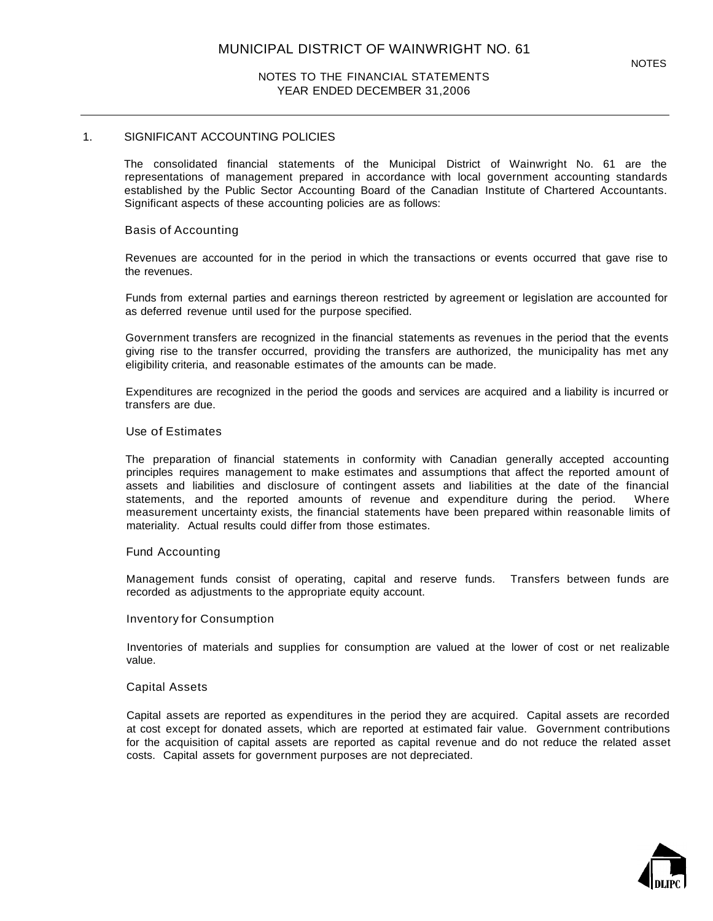# MUNICIPAL DISTRICT OF WAINWRIGHT NO. 61

NOTES

## NOTES TO THE FINANCIAL STATEMENTS
## YEAR ENDED DECEMBER 31,2006

### 1. SIGNIFICANT ACCOUNTING POLICIES

The consolidated financial statements of the Municipal District of Wainwright No. 61 are the representations of management prepared in accordance with local government accounting standards established by the Public Sector Accounting Board of the Canadian Institute of Chartered Accountants. Significant aspects of these accounting policies are as follows:

#### Basis of Accounting

Revenues are accounted for in the period in which the transactions or events occurred that gave rise to the revenues.

Funds from external parties and earnings thereon restricted by agreement or legislation are accounted for as deferred revenue until used for the purpose specified.

Government transfers are recognized in the financial statements as revenues in the period that the events giving rise to the transfer occurred, providing the transfers are authorized, the municipality has met any eligibility criteria, and reasonable estimates of the amounts can be made.

Expenditures are recognized in the period the goods and services are acquired and a liability is incurred or transfers are due.

#### Use of Estimates

The preparation of financial statements in conformity with Canadian generally accepted accounting principles requires management to make estimates and assumptions that affect the reported amount of assets and liabilities and disclosure of contingent assets and liabilities at the date of the financial statements, and the reported amounts of revenue and expenditure during the period. Where measurement uncertainty exists, the financial statements have been prepared within reasonable limits of materiality. Actual results could differ from those estimates.

#### Fund Accounting

Management funds consist of operating, capital and reserve funds. Transfers between funds are recorded as adjustments to the appropriate equity account.

#### Inventory for Consumption

Inventories of materials and supplies for consumption are valued at the lower of cost or net realizable value.

#### Capital Assets

Capital assets are reported as expenditures in the period they are acquired. Capital assets are recorded at cost except for donated assets, which are reported at estimated fair value. Government contributions for the acquisition of capital assets are reported as capital revenue and do not reduce the related asset costs. Capital assets for government purposes are not depreciated.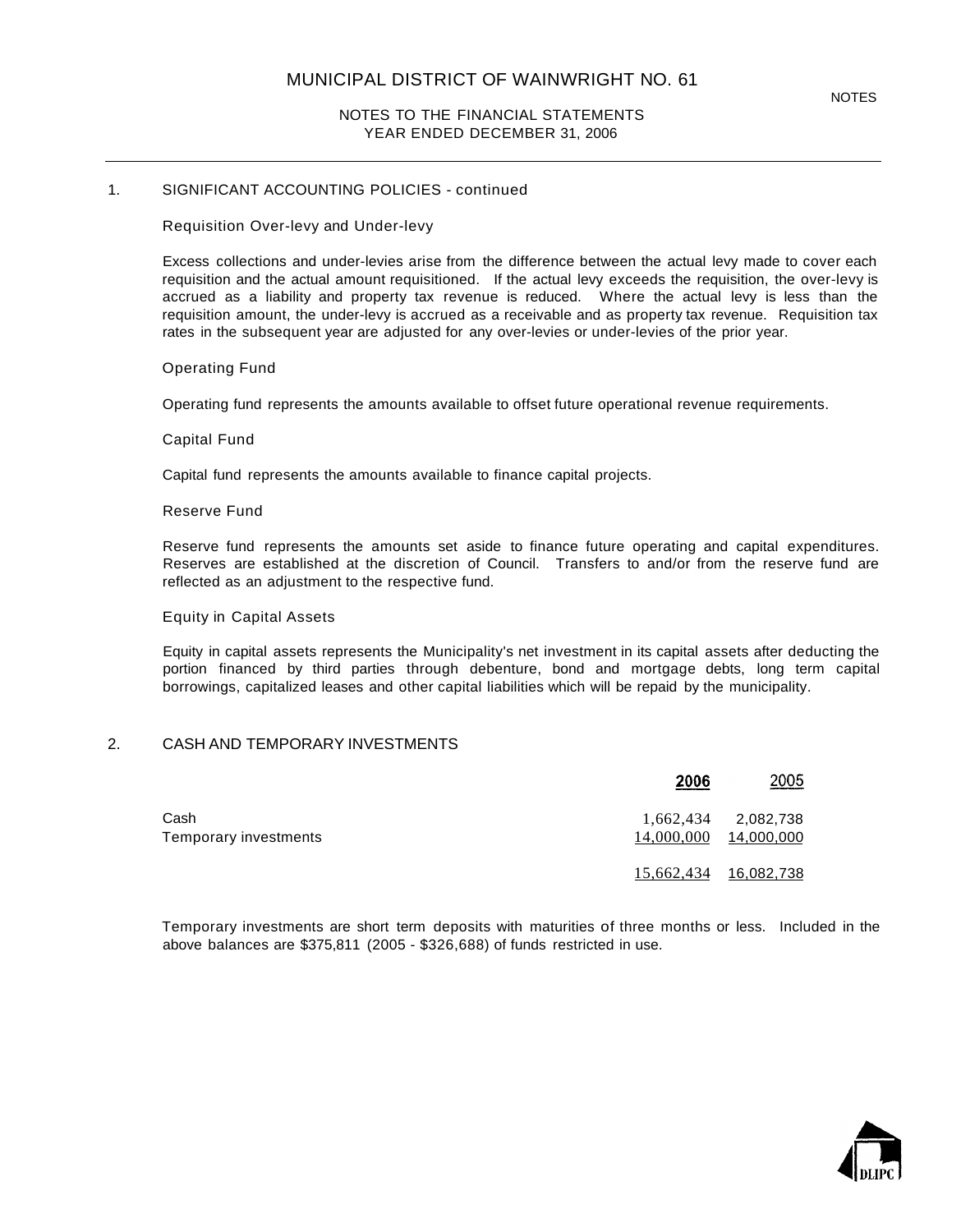# MUNICIPAL DISTRICT OF WAINWRIGHT NO. 61

NOTES TO THE FINANCIAL STATEMENTS
YEAR ENDED DECEMBER 31, 2006

## 1. SIGNIFICANT ACCOUNTING POLICIES - continued

### Requisition Over-levy and Under-levy

Excess collections and under-levies arise from the difference between the actual levy made to cover each requisition and the actual amount requisitioned. If the actual levy exceeds the requisition, the over-levy is accrued as a liability and property tax revenue is reduced. Where the actual levy is less than the requisition amount, the under-levy is accrued as a receivable and as property tax revenue. Requisition tax rates in the subsequent year are adjusted for any over-levies or under-levies of the prior year.

### Operating Fund

Operating fund represents the amounts available to offset future operational revenue requirements.

### Capital Fund

Capital fund represents the amounts available to finance capital projects.

### Reserve Fund

Reserve fund represents the amounts set aside to finance future operating and capital expenditures. Reserves are established at the discretion of Council. Transfers to and/or from the reserve fund are reflected as an adjustment to the respective fund.

### Equity in Capital Assets

Equity in capital assets represents the Municipality's net investment in its capital assets after deducting the portion financed by third parties through debenture, bond and mortgage debts, long term capital borrowings, capitalized leases and other capital liabilities which will be repaid by the municipality.

## 2. CASH AND TEMPORARY INVESTMENTS

| | 2006 | 2005 |
|---|---|---|
| Cash | 1,662,434 | 2,082,738 |
| Temporary investments | 14,000,000 | 14,000,000 |
| | 15,662,434 | 16,082,738 |

Temporary investments are short term deposits with maturities of three months or less. Included in the above balances are $375,811 (2005 - $326,688) of funds restricted in use.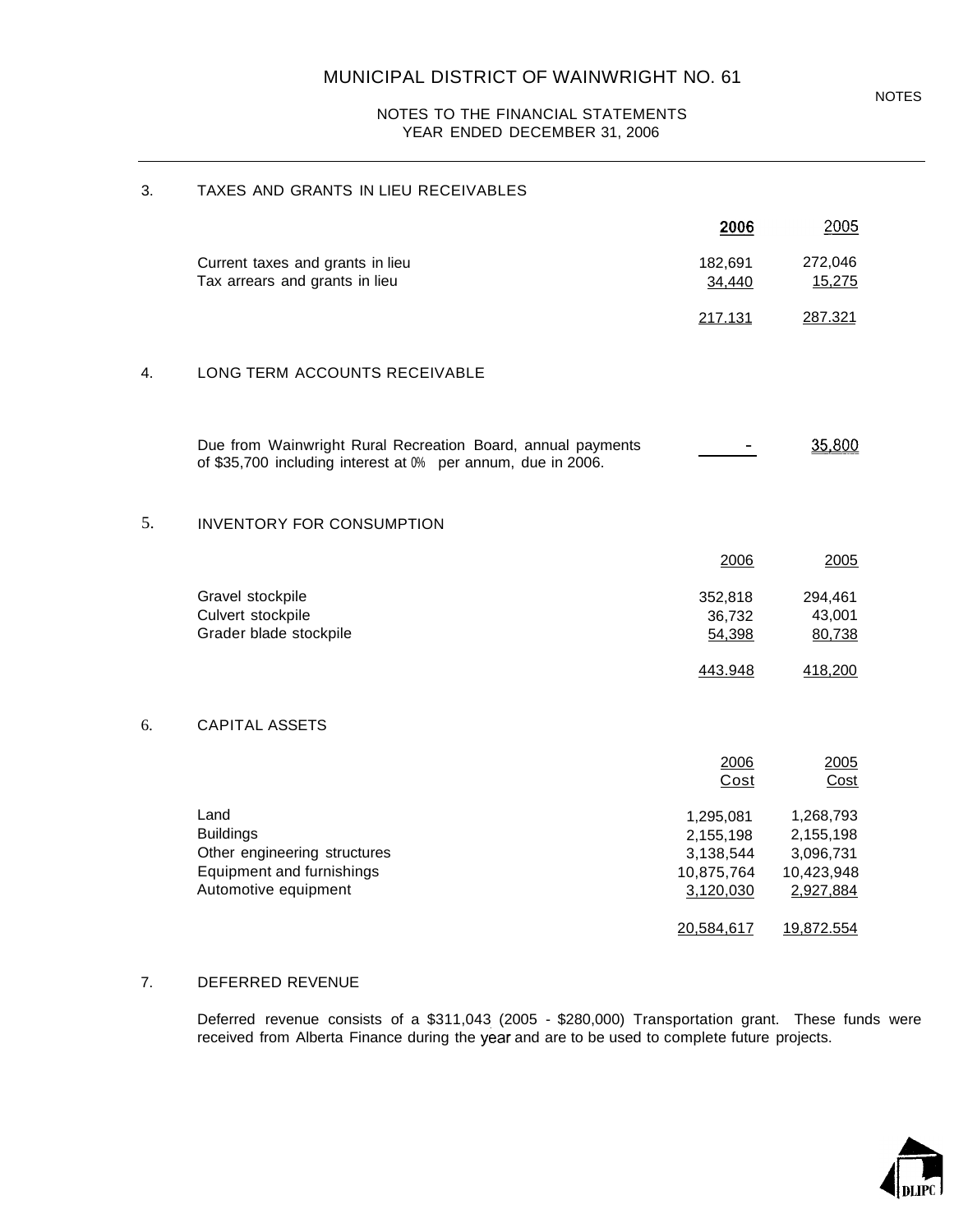# MUNICIPAL DISTRICT OF WAINWRIGHT NO. 61

NOTES TO THE FINANCIAL STATEMENTS
YEAR ENDED DECEMBER 31, 2006

## 3. TAXES AND GRANTS IN LIEU RECEIVABLES

| | 2006 | 2005 |
|---|---|---|
| Current taxes and grants in lieu | 182,691 | 272,046 |
| Tax arrears and grants in lieu | 34,440 | 15,275 |
| | 217.131 | 287.321 |

## 4. LONG TERM ACCOUNTS RECEIVABLE

| | 2006 | 2005 |
|---|---|---|
| Due from Wainwright Rural Recreation Board, annual payments of $35,700 including interest at 0% per annum, due in 2006. | - | 35,800 |

## 5. INVENTORY FOR CONSUMPTION

| | 2006 | 2005 |
|---|---|---|
| Gravel stockpile | 352,818 | 294,461 |
| Culvert stockpile | 36,732 | 43,001 |
| Grader blade stockpile | 54,398 | 80,738 |
| | 443.948 | 418,200 |

## 6. CAPITAL ASSETS

| | 2006 Cost | 2005 Cost |
|---|---|---|
| Land | 1,295,081 | 1,268,793 |
| Buildings | 2,155,198 | 2,155,198 |
| Other engineering structures | 3,138,544 | 3,096,731 |
| Equipment and furnishings | 10,875,764 | 10,423,948 |
| Automotive equipment | 3,120,030 | 2,927,884 |
| | 20,584,617 | 19,872.554 |

## 7. DEFERRED REVENUE

Deferred revenue consists of a $311,043 (2005 - $280,000) Transportation grant. These funds were received from Alberta Finance during the year and are to be used to complete future projects.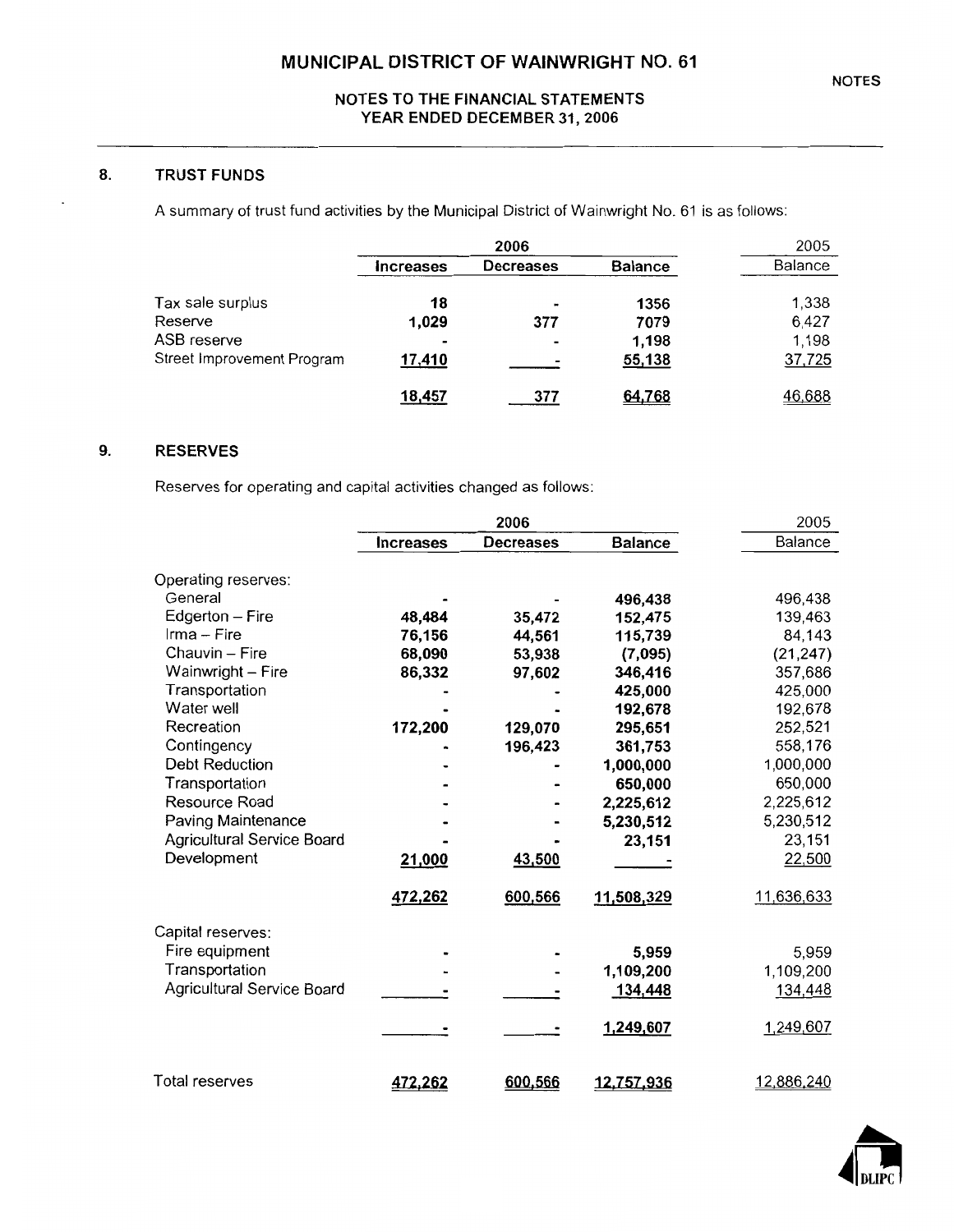# MUNICIPAL DISTRICT OF WAINWRIGHT NO. 61

## NOTES TO THE FINANCIAL STATEMENTS
## YEAR ENDED DECEMBER 31, 2006

### 8. TRUST FUNDS

A summary of trust fund activities by the Municipal District of Wainwright No. 61 is as follows:

| | 2006 | | | 2005 |
|---|---|---|---|---|
| | **Increases** | **Decreases** | **Balance** | Balance |
| Tax sale surplus | **18** | - | **1356** | 1,338 |
| Reserve | **1,029** | **377** | **7079** | 6,427 |
| ASB reserve | - | - | **1,198** | 1,198 |
| Street Improvement Program | **17,410** | - | **55,138** | 37,725 |
| | **18,457** | **377** | **64,768** | 46,688 |

### 9. RESERVES

Reserves for operating and capital activities changed as follows:

| | 2006 | | | 2005 |
|---|---|---|---|---|
| | **Increases** | **Decreases** | **Balance** | Balance |
| Operating reserves: | | | | |
| General | - | - | **496,438** | 496,438 |
| Edgerton – Fire | **48,484** | **35,472** | **152,475** | 139,463 |
| Irma – Fire | **76,156** | **44,561** | **115,739** | 84,143 |
| Chauvin – Fire | **68,090** | **53,938** | **(7,095)** | (21,247) |
| Wainwright – Fire | **86,332** | **97,602** | **346,416** | 357,686 |
| Transportation | - | - | **425,000** | 425,000 |
| Water well | - | - | **192,678** | 192,678 |
| Recreation | **172,200** | **129,070** | **295,651** | 252,521 |
| Contingency | - | **196,423** | **361,753** | 558,176 |
| Debt Reduction | - | - | **1,000,000** | 1,000,000 |
| Transportation | - | - | **650,000** | 650,000 |
| Resource Road | - | - | **2,225,612** | 2,225,612 |
| Paving Maintenance | - | - | **5,230,512** | 5,230,512 |
| Agricultural Service Board | - | - | **23,151** | 23,151 |
| Development | **21,000** | **43,500** | - | 22,500 |
| | **472,262** | **600,566** | **11,508,329** | 11,636,633 |
| Capital reserves: | | | | |
| Fire equipment | - | - | **5,959** | 5,959 |
| Transportation | - | - | **1,109,200** | 1,109,200 |
| Agricultural Service Board | - | - | **134,448** | 134,448 |
| | - | - | **1,249,607** | 1,249,607 |
| Total reserves | **472,262** | **600,566** | **12,757,936** | 12,886,240 |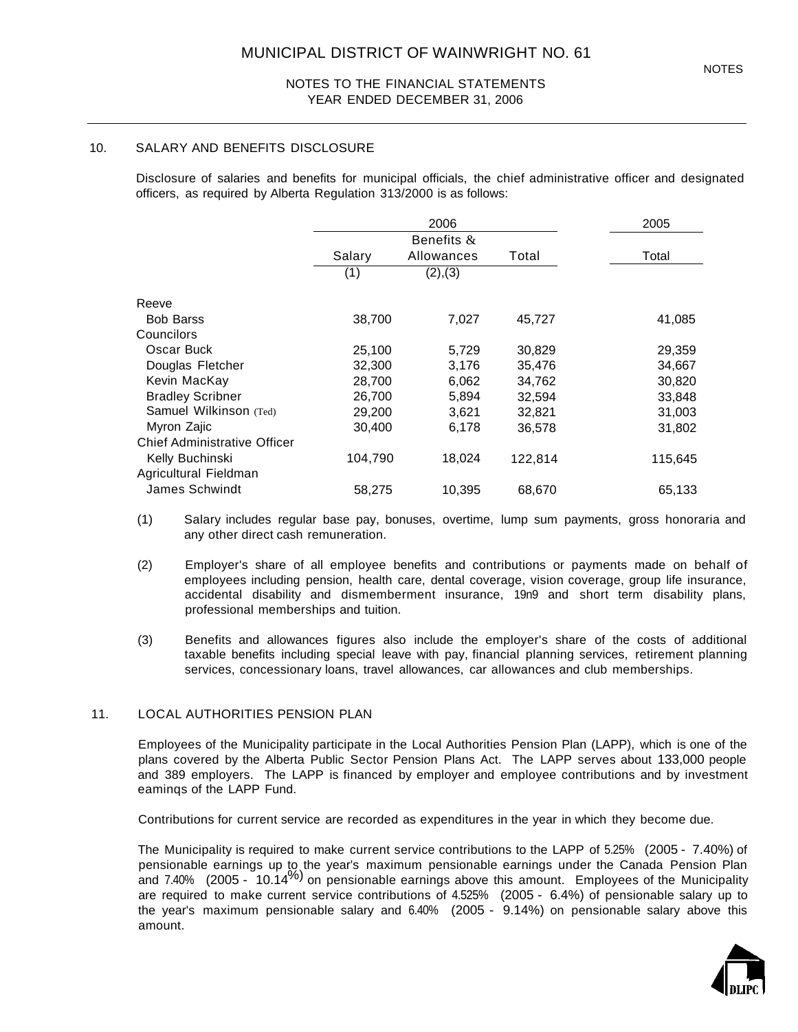# MUNICIPAL DISTRICT OF WAINWRIGHT NO. 61

NOTES TO THE FINANCIAL STATEMENTS
YEAR ENDED DECEMBER 31, 2006

## 10. SALARY AND BENEFITS DISCLOSURE

Disclosure of salaries and benefits for municipal officials, the chief administrative officer and designated officers, as required by Alberta Regulation 313/2000 is as follows:

| | 2006 | | | 2005 |
|---|---|---|---|---|
| | Salary (1) | Benefits & Allowances (2),(3) | Total | Total |
| **Reeve** | | | | |
| Bob Barss | 38,700 | 7,027 | 45,727 | 41,085 |
| **Councilors** | | | | |
| Oscar Buck | 25,100 | 5,729 | 30,829 | 29,359 |
| Douglas Fletcher | 32,300 | 3,176 | 35,476 | 34,667 |
| Kevin MacKay | 28,700 | 6,062 | 34,762 | 30,820 |
| Bradley Scribner | 26,700 | 5,894 | 32,594 | 33,848 |
| Samuel Wilkinson (Ted) | 29,200 | 3,621 | 32,821 | 31,003 |
| Myron Zajic | 30,400 | 6,178 | 36,578 | 31,802 |
| **Chief Administrative Officer** | | | | |
| Kelly Buchinski | 104,790 | 18,024 | 122,814 | 115,645 |
| **Agricultural Fieldman** | | | | |
| James Schwindt | 58,275 | 10,395 | 68,670 | 65,133 |

(1) Salary includes regular base pay, bonuses, overtime, lump sum payments, gross honoraria and any other direct cash remuneration.

(2) Employer's share of all employee benefits and contributions or payments made on behalf of employees including pension, health care, dental coverage, vision coverage, group life insurance, accidental disability and dismemberment insurance, 19n9 and short term disability plans, professional memberships and tuition.

(3) Benefits and allowances figures also include the employer's share of the costs of additional taxable benefits including special leave with pay, financial planning services, retirement planning services, concessionary loans, travel allowances, car allowances and club memberships.

## 11. LOCAL AUTHORITIES PENSION PLAN

Employees of the Municipality participate in the Local Authorities Pension Plan (LAPP), which is one of the plans covered by the Alberta Public Sector Pension Plans Act. The LAPP serves about 133,000 people and 389 employers. The LAPP is financed by employer and employee contributions and by investment eaminqs of the LAPP Fund.

Contributions for current service are recorded as expenditures in the year in which they become due.

The Municipality is required to make current service contributions to the LAPP of 5.25% (2005 - 7.40%) of pensionable earnings up to the year's maximum pensionable earnings under the Canada Pension Plan and 7.40% (2005 - 10.14%) on pensionable earnings above this amount. Employees of the Municipality are required to make current service contributions of 4.525% (2005 - 6.4%) of pensionable salary up to the year's maximum pensionable salary and 6.40% (2005 - 9.14%) on pensionable salary above this amount.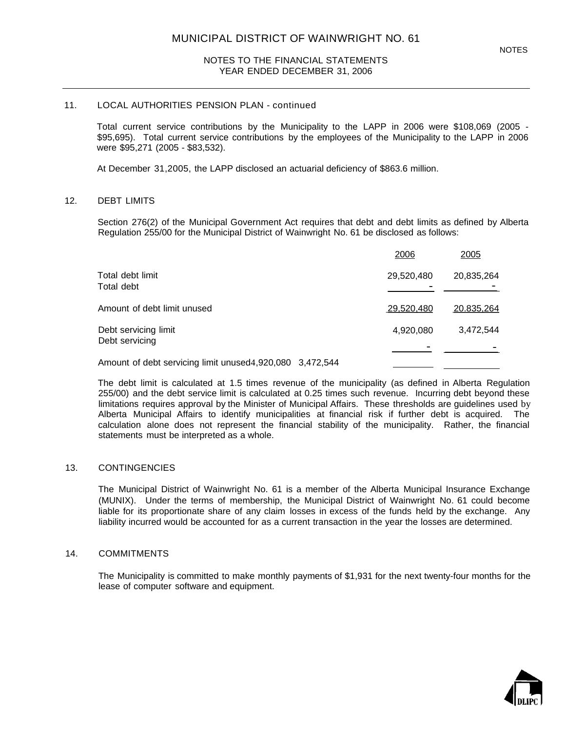MUNICIPAL DISTRICT OF WAINWRIGHT NO. 61

NOTES TO THE FINANCIAL STATEMENTS
YEAR ENDED DECEMBER 31, 2006

## 11. LOCAL AUTHORITIES PENSION PLAN - continued

Total current service contributions by the Municipality to the LAPP in 2006 were $108,069 (2005 - $95,695). Total current service contributions by the employees of the Municipality to the LAPP in 2006 were $95,271 (2005 - $83,532).

At December 31,2005, the LAPP disclosed an actuarial deficiency of $863.6 million.

## 12. DEBT LIMITS

Section 276(2) of the Municipal Government Act requires that debt and debt limits as defined by Alberta Regulation 255/00 for the Municipal District of Wainwright No. 61 be disclosed as follows:

| | 2006 | 2005 |
|---|---|---|
| Total debt limit | 29,520,480 | 20,835,264 |
| Total debt | - | - |
| Amount of debt limit unused | 29,520,480 | 20,835,264 |
| Debt servicing limit | 4,920,080 | 3,472,544 |
| Debt servicing | - | - |
| Amount of debt servicing limit unused | 4,920,080 | 3,472,544 |

The debt limit is calculated at 1.5 times revenue of the municipality (as defined in Alberta Regulation 255/00) and the debt service limit is calculated at 0.25 times such revenue. Incurring debt beyond these limitations requires approval by the Minister of Municipal Affairs. These thresholds are guidelines used by Alberta Municipal Affairs to identify municipalities at financial risk if further debt is acquired. The calculation alone does not represent the financial stability of the municipality. Rather, the financial statements must be interpreted as a whole.

## 13. CONTINGENCIES

The Municipal District of Wainwright No. 61 is a member of the Alberta Municipal Insurance Exchange (MUNIX). Under the terms of membership, the Municipal District of Wainwright No. 61 could become liable for its proportionate share of any claim losses in excess of the funds held by the exchange. Any liability incurred would be accounted for as a current transaction in the year the losses are determined.

## 14. COMMITMENTS

The Municipality is committed to make monthly payments of $1,931 for the next twenty-four months for the lease of computer software and equipment.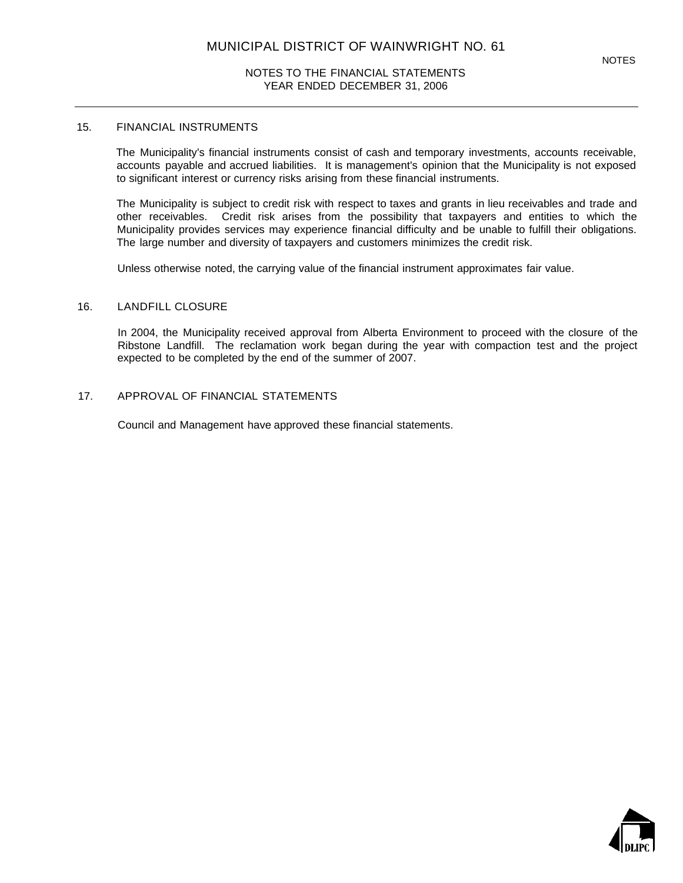## 15. FINANCIAL INSTRUMENTS

The Municipality's financial instruments consist of cash and temporary investments, accounts receivable, accounts payable and accrued liabilities. It is management's opinion that the Municipality is not exposed to significant interest or currency risks arising from these financial instruments.

The Municipality is subject to credit risk with respect to taxes and grants in lieu receivables and trade and other receivables. Credit risk arises from the possibility that taxpayers and entities to which the Municipality provides services may experience financial difficulty and be unable to fulfill their obligations. The large number and diversity of taxpayers and customers minimizes the credit risk.

Unless otherwise noted, the carrying value of the financial instrument approximates fair value.

## 16. LANDFILL CLOSURE

In 2004, the Municipality received approval from Alberta Environment to proceed with the closure of the Ribstone Landfill. The reclamation work began during the year with compaction test and the project expected to be completed by the end of the summer of 2007.

## 17. APPROVAL OF FINANCIAL STATEMENTS

Council and Management have approved these financial statements.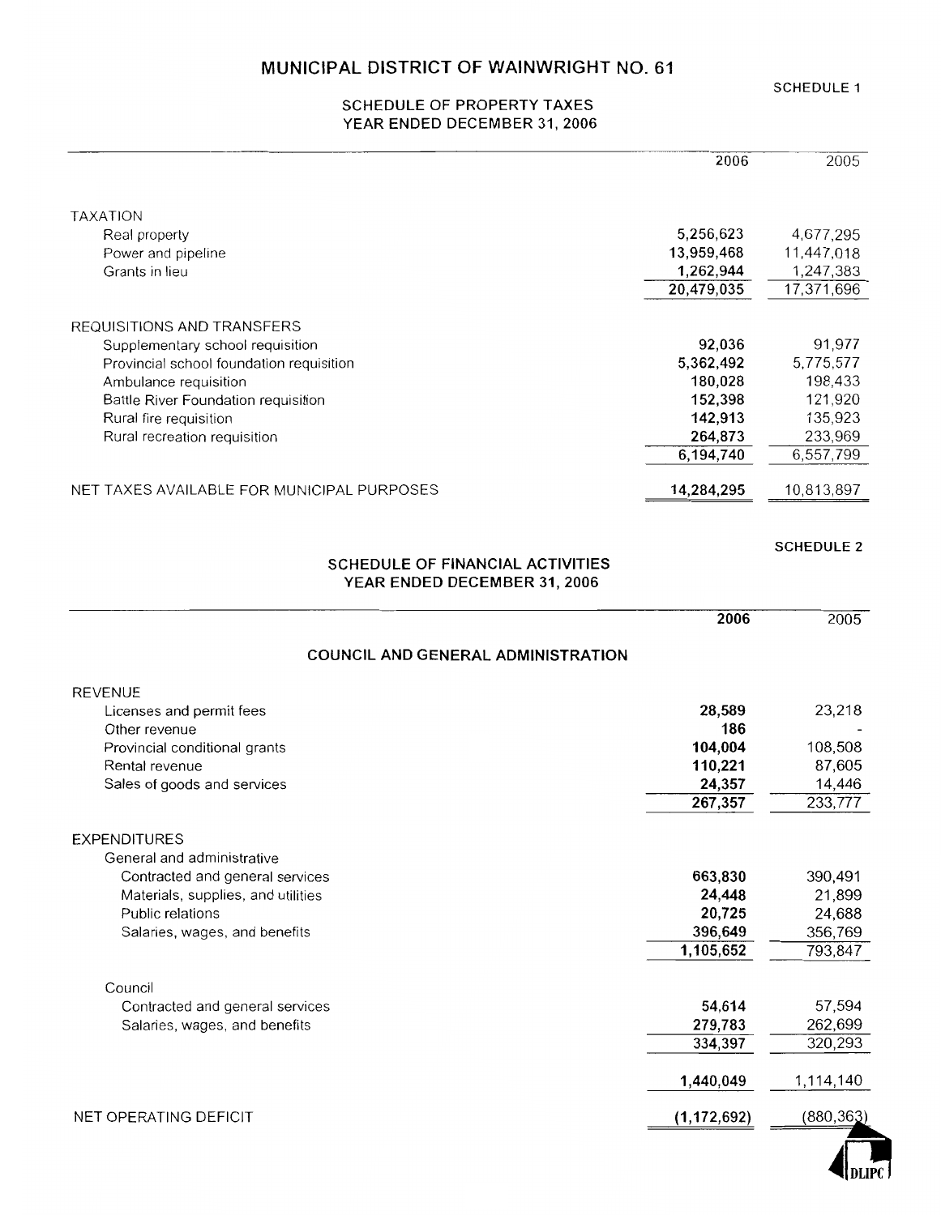# MUNICIPAL DISTRICT OF WAINWRIGHT NO. 61

SCHEDULE 1

## SCHEDULE OF PROPERTY TAXES
## YEAR ENDED DECEMBER 31, 2006

| | 2006 | 2005 |
|---|---|---|
| **TAXATION** | | |
| Real property | **5,256,623** | 4,677,295 |
| Power and pipeline | **13,959,468** | 11,447,018 |
| Grants in lieu | **1,262,944** | 1,247,383 |
| | **20,479,035** | 17,371,696 |
| **REQUISITIONS AND TRANSFERS** | | |
| Supplementary school requisition | **92,036** | 91,977 |
| Provincial school foundation requisition | **5,362,492** | 5,775,577 |
| Ambulance requisition | **180,028** | 198,433 |
| Battle River Foundation requisition | **152,398** | 121,920 |
| Rural fire requisition | **142,913** | 135,923 |
| Rural recreation requisition | **264,873** | 233,969 |
| | **6,194,740** | 6,557,799 |
| NET TAXES AVAILABLE FOR MUNICIPAL PURPOSES | **14,284,295** | 10,813,897 |

SCHEDULE 2

## SCHEDULE OF FINANCIAL ACTIVITIES
## YEAR ENDED DECEMBER 31, 2006

| | 2006 | 2005 |
|---|---|---|
| **COUNCIL AND GENERAL ADMINISTRATION** | | |
| **REVENUE** | | |
| Licenses and permit fees | **28,589** | 23,218 |
| Other revenue | **186** | - |
| Provincial conditional grants | **104,004** | 108,508 |
| Rental revenue | **110,221** | 87,605 |
| Sales of goods and services | **24,357** | 14,446 |
| | **267,357** | 233,777 |
| **EXPENDITURES** | | |
| General and administrative | | |
| Contracted and general services | **663,830** | 390,491 |
| Materials, supplies, and utilities | **24,448** | 21,899 |
| Public relations | **20,725** | 24,688 |
| Salaries, wages, and benefits | **396,649** | 356,769 |
| | **1,105,652** | 793,847 |
| Council | | |
| Contracted and general services | **54,614** | 57,594 |
| Salaries, wages, and benefits | **279,783** | 262,699 |
| | **334,397** | 320,293 |
| | **1,440,049** | 1,114,140 |
| NET OPERATING DEFICIT | **(1,172,692)** | (880,363) |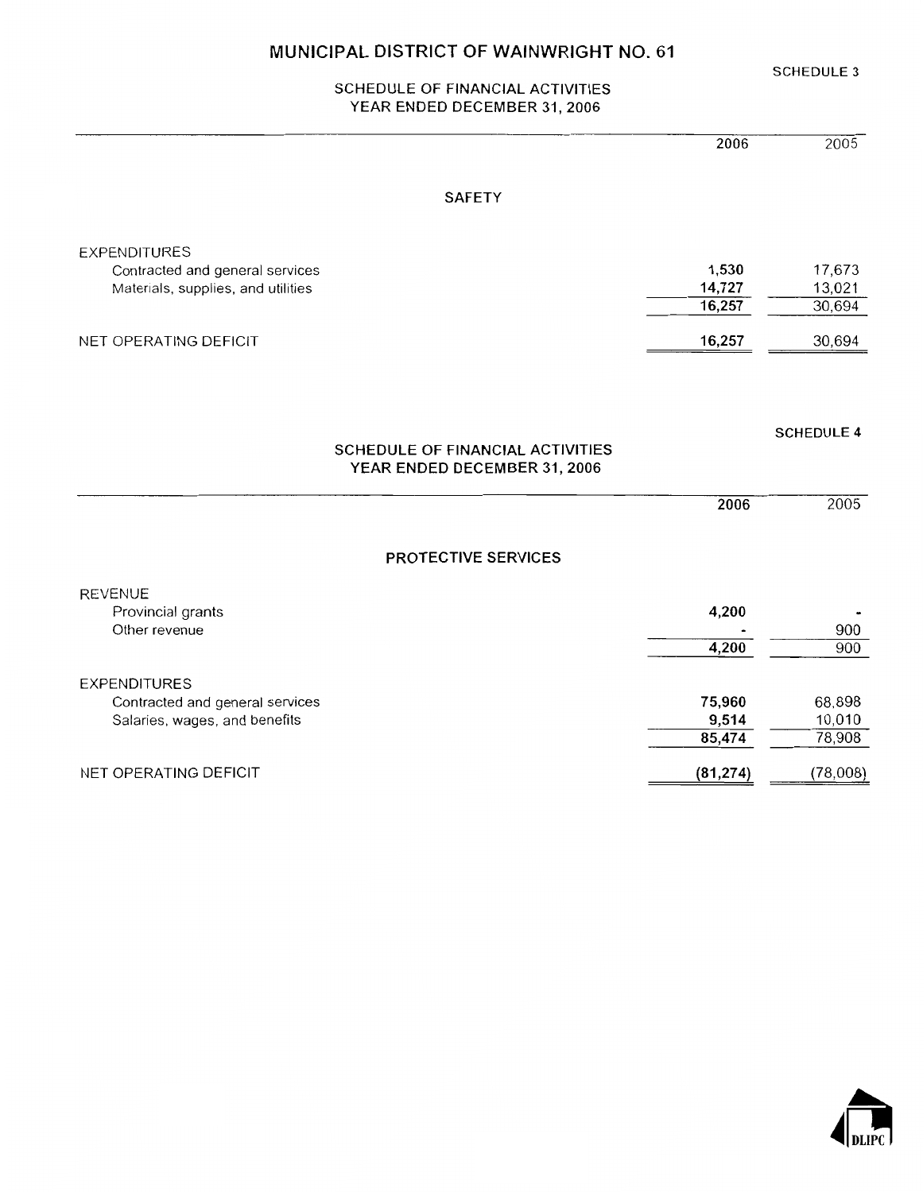# MUNICIPAL DISTRICT OF WAINWRIGHT NO. 61

SCHEDULE 3

## SCHEDULE OF FINANCIAL ACTIVITIES
## YEAR ENDED DECEMBER 31, 2006

| | 2006 | 2005 |
|---|---|---|
| **SAFETY** | | |
| EXPENDITURES | | |
| Contracted and general services | **1,530** | 17,673 |
| Materials, supplies, and utilities | **14,727** | 13,021 |
| | **16,257** | 30,694 |
| NET OPERATING DEFICIT | **16,257** | 30,694 |

SCHEDULE 4

## SCHEDULE OF FINANCIAL ACTIVITIES
## YEAR ENDED DECEMBER 31, 2006

| | 2006 | 2005 |
|---|---|---|
| **PROTECTIVE SERVICES** | | |
| REVENUE | | |
| Provincial grants | **4,200** | - |
| Other revenue | **-** | 900 |
| | **4,200** | 900 |
| EXPENDITURES | | |
| Contracted and general services | **75,960** | 68,898 |
| Salaries, wages, and benefits | **9,514** | 10,010 |
| | **85,474** | 78,908 |
| NET OPERATING DEFICIT | **(81,274)** | (78,008) |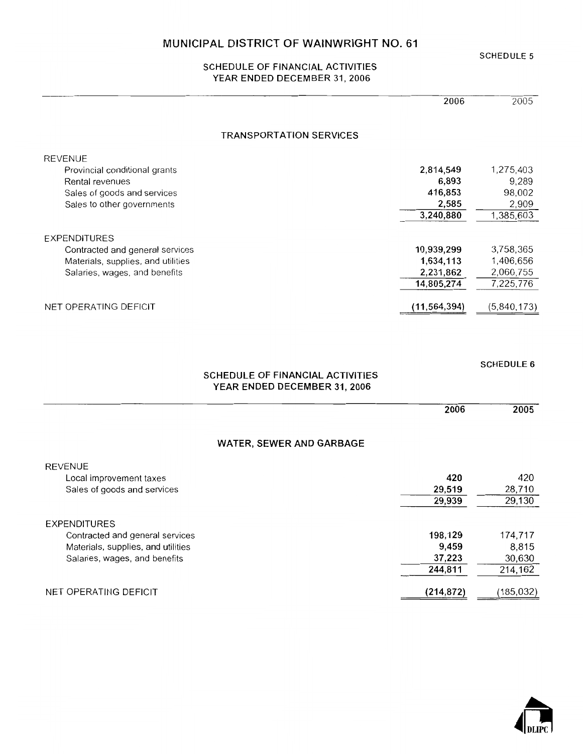# MUNICIPAL DISTRICT OF WAINWRIGHT NO. 61

SCHEDULE 5

## SCHEDULE OF FINANCIAL ACTIVITIES
## YEAR ENDED DECEMBER 31, 2006

### TRANSPORTATION SERVICES

| | 2006 | 2005 |
|---|---|---|
| **REVENUE** | | |
| Provincial conditional grants | **2,814,549** | 1,275,403 |
| Rental revenues | **6,893** | 9,289 |
| Sales of goods and services | **416,853** | 98,002 |
| Sales to other governments | **2,585** | 2,909 |
| | **3,240,880** | 1,385,603 |
| **EXPENDITURES** | | |
| Contracted and general services | **10,939,299** | 3,758,365 |
| Materials, supplies, and utilities | **1,634,113** | 1,406,656 |
| Salaries, wages, and benefits | **2,231,862** | 2,060,755 |
| | **14,805,274** | 7,225,776 |
| NET OPERATING DEFICIT | **(11,564,394)** | (5,840,173) |

SCHEDULE 6

## SCHEDULE OF FINANCIAL ACTIVITIES
## YEAR ENDED DECEMBER 31, 2006

### WATER, SEWER AND GARBAGE

| | 2006 | 2005 |
|---|---|---|
| **REVENUE** | | |
| Local improvement taxes | **420** | 420 |
| Sales of goods and services | **29,519** | 28,710 |
| | **29,939** | 29,130 |
| **EXPENDITURES** | | |
| Contracted and general services | **198,129** | 174,717 |
| Materials, supplies, and utilities | **9,459** | 8,815 |
| Salaries, wages, and benefits | **37,223** | 30,630 |
| | **244,811** | 214,162 |
| NET OPERATING DEFICIT | **(214,872)** | (185,032) |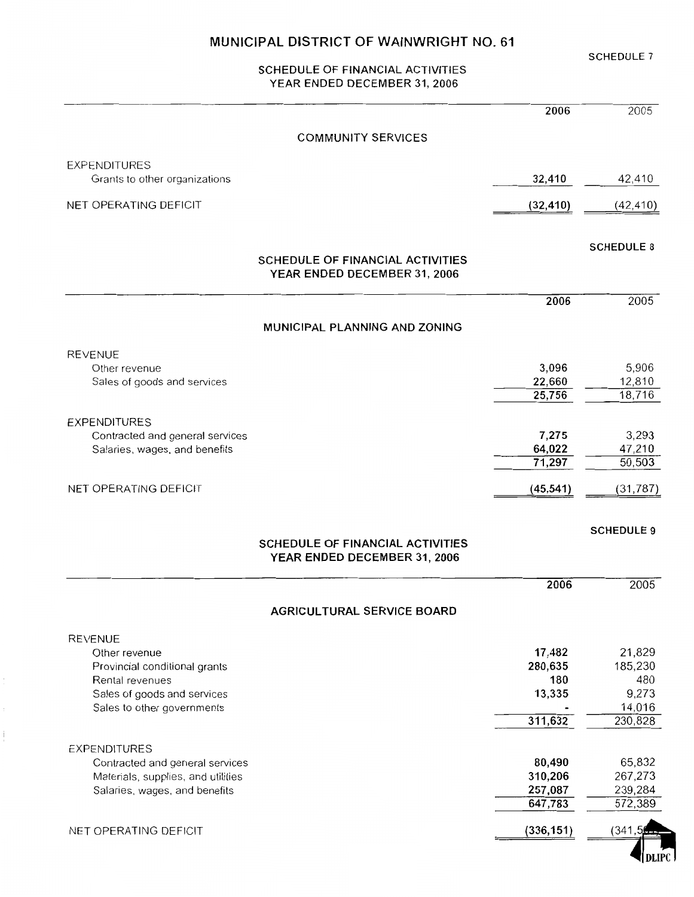# MUNICIPAL DISTRICT OF WAINWRIGHT NO. 61

SCHEDULE 7

## SCHEDULE OF FINANCIAL ACTIVITIES
## YEAR ENDED DECEMBER 31, 2006

| | 2006 | 2005 |
|---|---|---|
| **COMMUNITY SERVICES** | | |
| EXPENDITURES | | |
| Grants to other organizations | 32,410 | 42,410 |
| NET OPERATING DEFICIT | (32,410) | (42,410) |

SCHEDULE 8

## SCHEDULE OF FINANCIAL ACTIVITIES
## YEAR ENDED DECEMBER 31, 2006

| | 2006 | 2005 |
|---|---|---|
| **MUNICIPAL PLANNING AND ZONING** | | |
| REVENUE | | |
| Other revenue | 3,096 | 5,906 |
| Sales of goods and services | 22,660 | 12,810 |
| | 25,756 | 18,716 |
| EXPENDITURES | | |
| Contracted and general services | 7,275 | 3,293 |
| Salaries, wages, and benefits | 64,022 | 47,210 |
| | 71,297 | 50,503 |
| NET OPERATING DEFICIT | (45,541) | (31,787) |

SCHEDULE 9

## SCHEDULE OF FINANCIAL ACTIVITIES
## YEAR ENDED DECEMBER 31, 2006

| | 2006 | 2005 |
|---|---|---|
| **AGRICULTURAL SERVICE BOARD** | | |
| REVENUE | | |
| Other revenue | 17,482 | 21,829 |
| Provincial conditional grants | 280,635 | 185,230 |
| Rental revenues | 180 | 480 |
| Sales of goods and services | 13,335 | 9,273 |
| Sales to other governments | - | 14,016 |
| | 311,632 | 230,828 |
| EXPENDITURES | | |
| Contracted and general services | 80,490 | 65,832 |
| Materials, supplies, and utilities | 310,206 | 267,273 |
| Salaries, wages, and benefits | 257,087 | 239,284 |
| | 647,783 | 572,389 |
| NET OPERATING DEFICIT | (336,151) | (341,561) |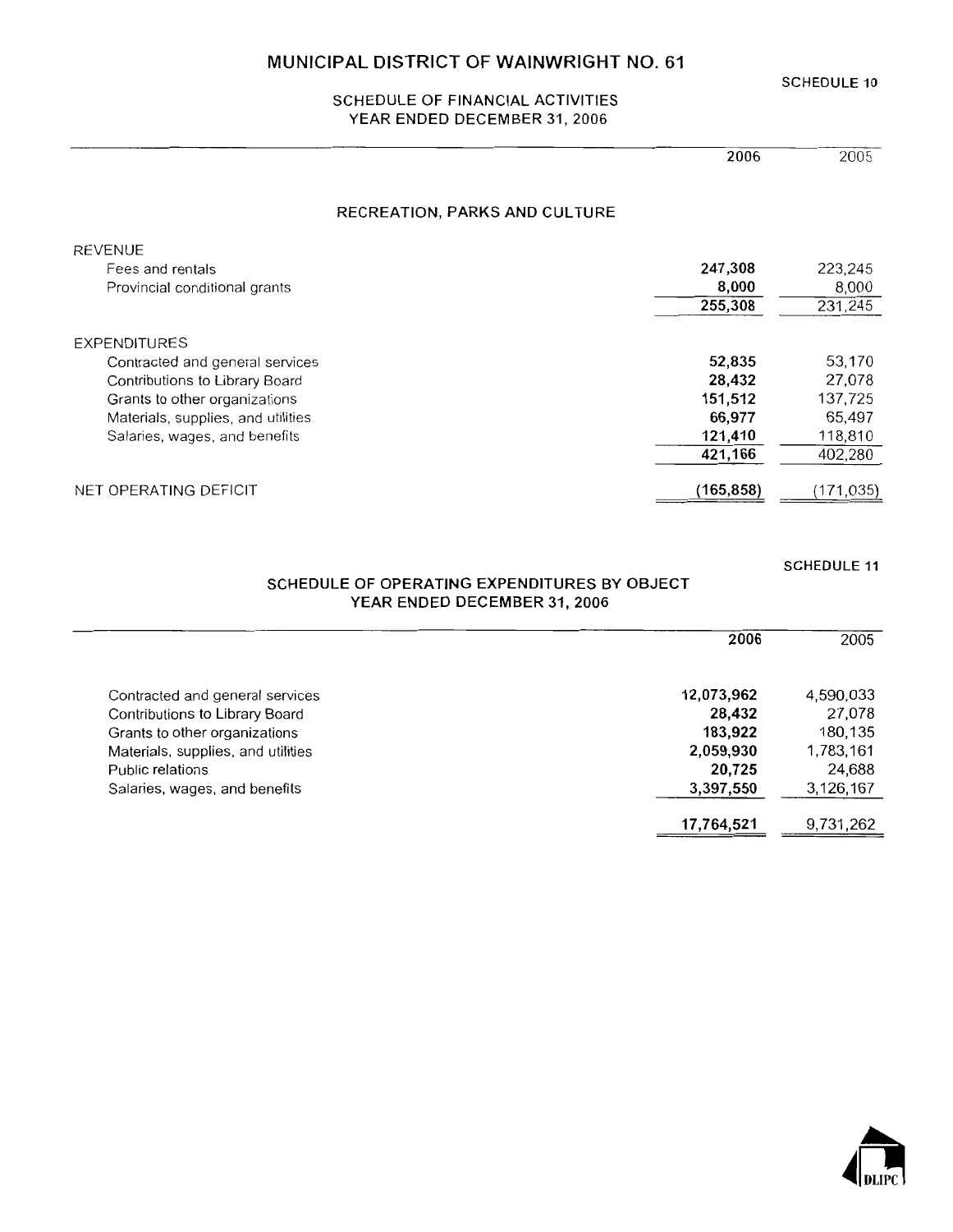# MUNICIPAL DISTRICT OF WAINWRIGHT NO. 61

SCHEDULE 10

## SCHEDULE OF FINANCIAL ACTIVITIES
## YEAR ENDED DECEMBER 31, 2006

| | 2006 | 2005 |
|---|---|---|
| **RECREATION, PARKS AND CULTURE** | | |
| REVENUE | | |
| Fees and rentals | **247,308** | 223,245 |
| Provincial conditional grants | **8,000** | 8,000 |
| | **255,308** | 231,245 |
| EXPENDITURES | | |
| Contracted and general services | **52,835** | 53,170 |
| Contributions to Library Board | **28,432** | 27,078 |
| Grants to other organizations | **151,512** | 137,725 |
| Materials, supplies, and utilities | **66,977** | 65,497 |
| Salaries, wages, and benefits | **121,410** | 118,810 |
| | **421,166** | 402,280 |
| NET OPERATING DEFICIT | **(165,858)** | (171,035) |

SCHEDULE 11

## SCHEDULE OF OPERATING EXPENDITURES BY OBJECT
## YEAR ENDED DECEMBER 31, 2006

| | 2006 | 2005 |
|---|---|---|
| Contracted and general services | **12,073,962** | 4,590,033 |
| Contributions to Library Board | **28,432** | 27,078 |
| Grants to other organizations | **183,922** | 180,135 |
| Materials, supplies, and utilities | **2,059,930** | 1,783,161 |
| Public relations | **20,725** | 24,688 |
| Salaries, wages, and benefits | **3,397,550** | 3,126,167 |
| | **17,764,521** | 9,731,262 |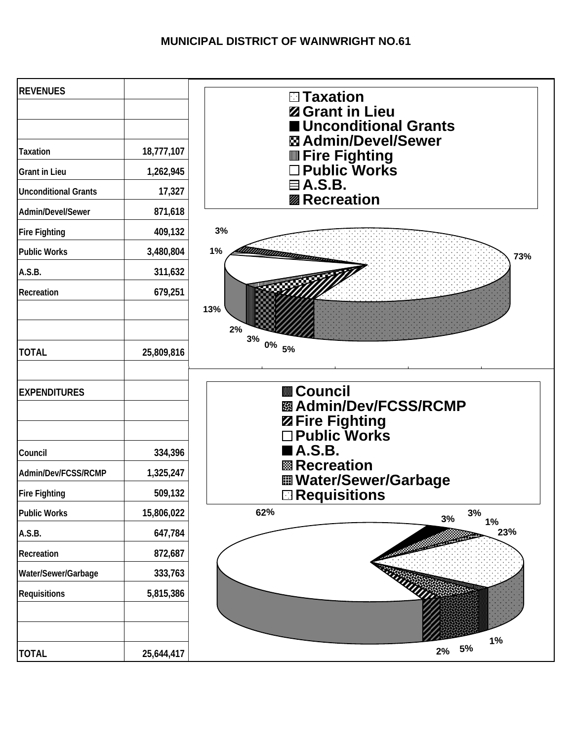# MUNICIPAL DISTRICT OF WAINWRIGHT NO.61

| REVENUES | |
|---|---|
| Taxation | 18,777,107 |
| Grant in Lieu | 1,262,945 |
| Unconditional Grants | 17,327 |
| Admin/Devel/Sewer | 871,618 |
| Fire Fighting | 409,132 |
| Public Works | 3,480,804 |
| A.S.B. | 311,632 |
| Recreation | 679,251 |
| TOTAL | 25,809,816 |

Taxation 73%, Grant in Lieu 5%, Unconditional Grants 0%, Admin/Devel/Sewer 3%, Fire Fighting 2%, Public Works 13%, A.S.B. 1%, Recreation 3%

| EXPENDITURES | |
|---|---|
| Council | 334,396 |
| Admin/Dev/FCSS/RCMP | 1,325,247 |
| Fire Fighting | 509,132 |
| Public Works | 15,806,022 |
| A.S.B. | 647,784 |
| Recreation | 872,687 |
| Water/Sewer/Garbage | 333,763 |
| Requisitions | 5,815,386 |
| TOTAL | 25,644,417 |

Council 1%, Admin/Dev/FCSS/RCMP 5%, Fire Fighting 2%, Public Works 62%, A.S.B. 3%, Recreation 3%, Water/Sewer/Garbage 1%, Requisitions 23%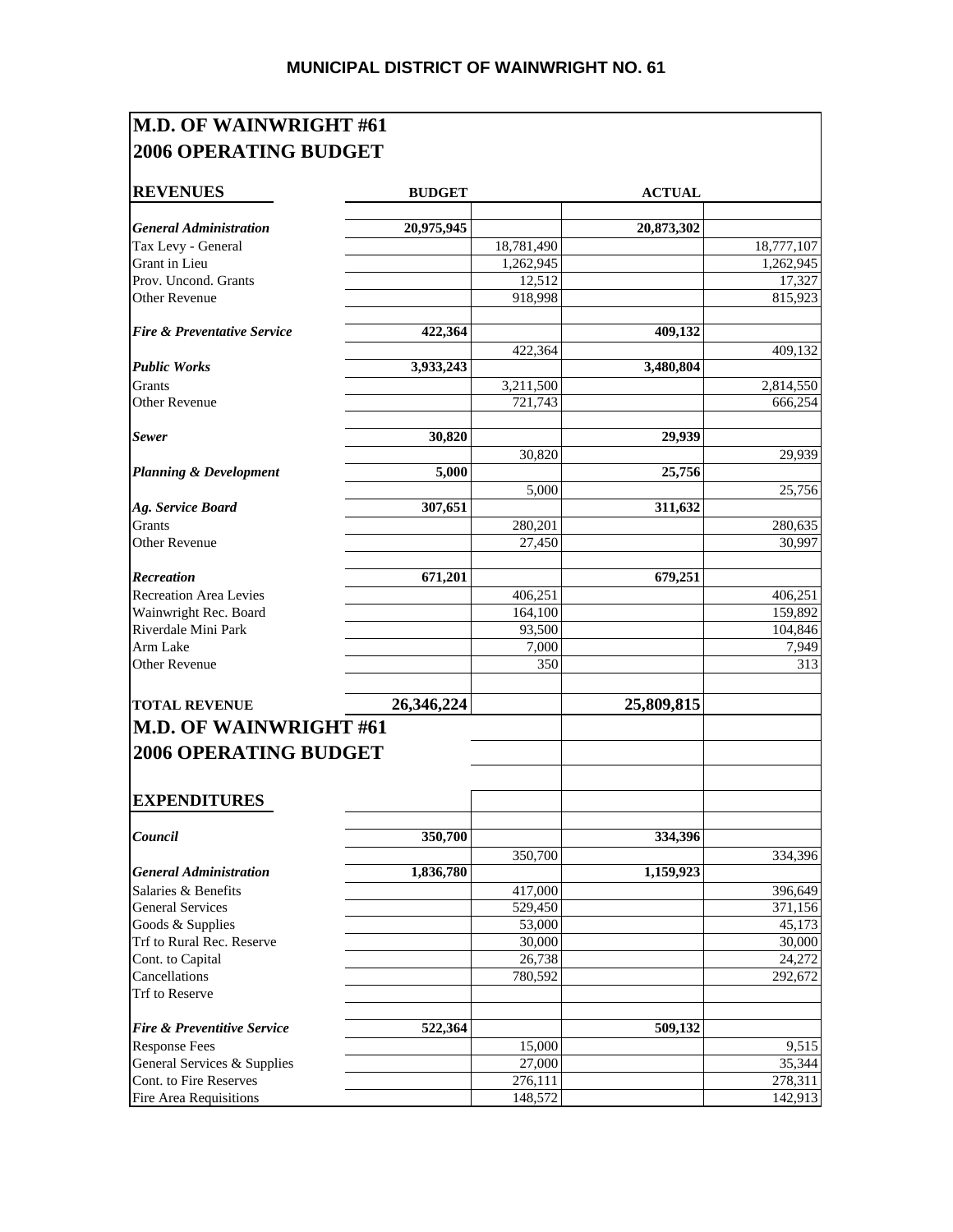# MUNICIPAL DISTRICT OF WAINWRIGHT NO. 61

## M.D. OF WAINWRIGHT #61
## 2006 OPERATING BUDGET

| REVENUES | BUDGET | | ACTUAL | |
|---|---|---|---|---|
| ***General Administration*** | **20,975,945** | | **20,873,302** | |
| Tax Levy - General | | 18,781,490 | | 18,777,107 |
| Grant in Lieu | | 1,262,945 | | 1,262,945 |
| Prov. Uncond. Grants | | 12,512 | | 17,327 |
| Other Revenue | | 918,998 | | 815,923 |
| ***Fire & Preventative Service*** | **422,364** | | **409,132** | |
| | | 422,364 | | 409,132 |
| ***Public Works*** | **3,933,243** | | **3,480,804** | |
| Grants | | 3,211,500 | | 2,814,550 |
| Other Revenue | | 721,743 | | 666,254 |
| ***Sewer*** | **30,820** | | **29,939** | |
| | | 30,820 | | 29,939 |
| ***Planning & Development*** | **5,000** | | **25,756** | |
| | | 5,000 | | 25,756 |
| ***Ag. Service Board*** | **307,651** | | **311,632** | |
| Grants | | 280,201 | | 280,635 |
| Other Revenue | | 27,450 | | 30,997 |
| ***Recreation*** | **671,201** | | **679,251** | |
| Recreation Area Levies | | 406,251 | | 406,251 |
| Wainwright Rec. Board | | 164,100 | | 159,892 |
| Riverdale Mini Park | | 93,500 | | 104,846 |
| Arm Lake | | 7,000 | | 7,949 |
| Other Revenue | | 350 | | 313 |
| **TOTAL REVENUE** | **26,346,224** | | **25,809,815** | |

## M.D. OF WAINWRIGHT #61
## 2006 OPERATING BUDGET

| EXPENDITURES | | | | |
|---|---|---|---|---|
| ***Council*** | **350,700** | | **334,396** | |
| | | 350,700 | | 334,396 |
| ***General Administration*** | **1,836,780** | | **1,159,923** | |
| Salaries & Benefits | | 417,000 | | 396,649 |
| General Services | | 529,450 | | 371,156 |
| Goods & Supplies | | 53,000 | | 45,173 |
| Trf to Rural Rec. Reserve | | 30,000 | | 30,000 |
| Cont. to Capital | | 26,738 | | 24,272 |
| Cancellations | | 780,592 | | 292,672 |
| Trf to Reserve | | | | |
| ***Fire & Preventitive Service*** | **522,364** | | **509,132** | |
| Response Fees | | 15,000 | | 9,515 |
| General Services & Supplies | | 27,000 | | 35,344 |
| Cont. to Fire Reserves | | 276,111 | | 278,311 |
| Fire Area Requisitions | | 148,572 | | 142,913 |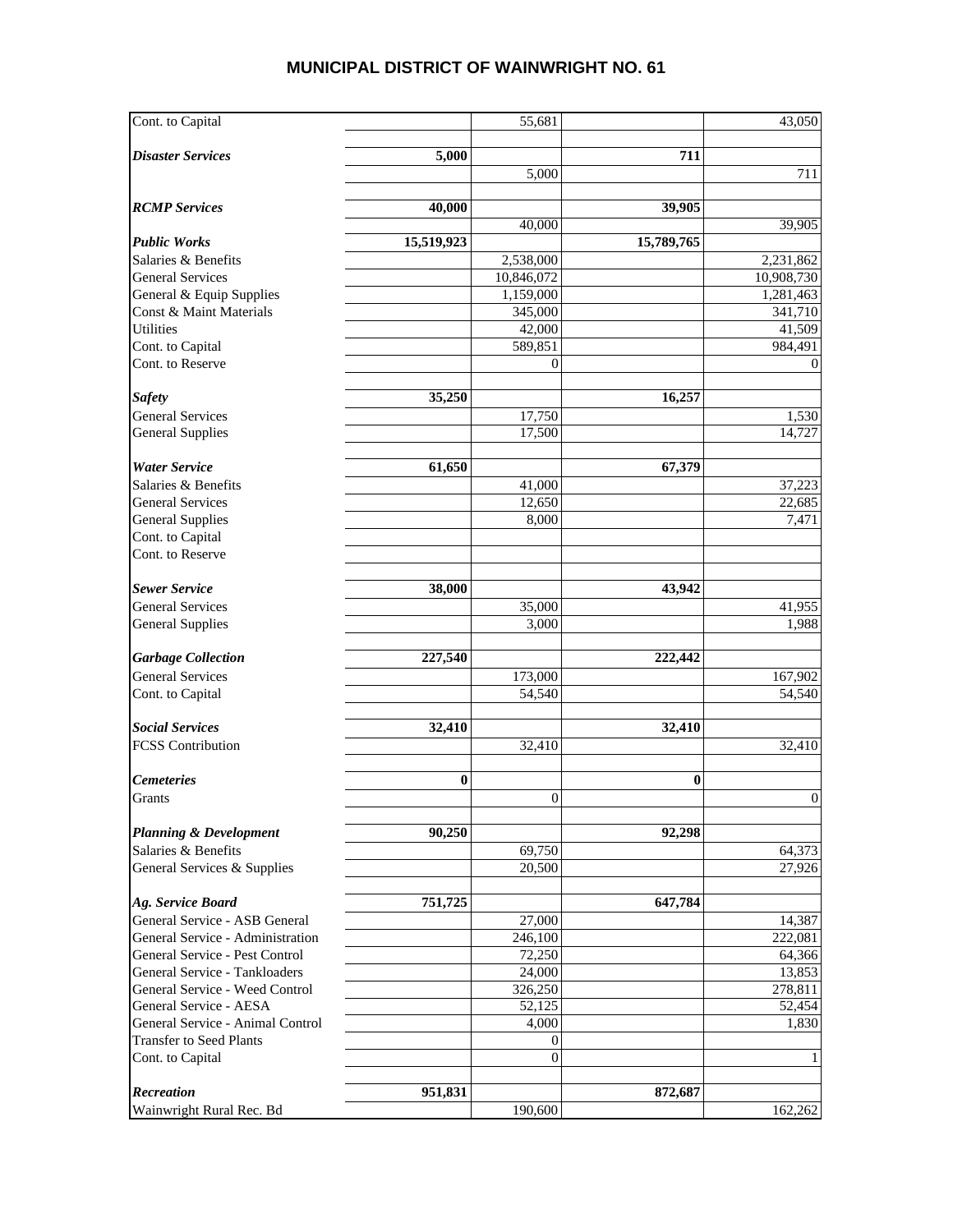# MUNICIPAL DISTRICT OF WAINWRIGHT NO. 61

| | | | | |
|---|---|---|---|---|
| Cont. to Capital | | 55,681 | | 43,050 |
| | | | | |
| ***Disaster Services*** | **5,000** | | **711** | |
| | | 5,000 | | 711 |
| | | | | |
| ***RCMP Services*** | **40,000** | | **39,905** | |
| | | 40,000 | | 39,905 |
| ***Public Works*** | **15,519,923** | | **15,789,765** | |
| Salaries & Benefits | | 2,538,000 | | 2,231,862 |
| General Services | | 10,846,072 | | 10,908,730 |
| General & Equip Supplies | | 1,159,000 | | 1,281,463 |
| Const & Maint Materials | | 345,000 | | 341,710 |
| Utilities | | 42,000 | | 41,509 |
| Cont. to Capital | | 589,851 | | 984,491 |
| Cont. to Reserve | | 0 | | 0 |
| | | | | |
| ***Safety*** | **35,250** | | **16,257** | |
| General Services | | 17,750 | | 1,530 |
| General Supplies | | 17,500 | | 14,727 |
| | | | | |
| ***Water Service*** | **61,650** | | **67,379** | |
| Salaries & Benefits | | 41,000 | | 37,223 |
| General Services | | 12,650 | | 22,685 |
| General Supplies | | 8,000 | | 7,471 |
| Cont. to Capital | | | | |
| Cont. to Reserve | | | | |
| | | | | |
| ***Sewer Service*** | **38,000** | | **43,942** | |
| General Services | | 35,000 | | 41,955 |
| General Supplies | | 3,000 | | 1,988 |
| | | | | |
| ***Garbage Collection*** | **227,540** | | **222,442** | |
| General Services | | 173,000 | | 167,902 |
| Cont. to Capital | | 54,540 | | 54,540 |
| | | | | |
| ***Social Services*** | **32,410** | | **32,410** | |
| FCSS Contribution | | 32,410 | | 32,410 |
| | | | | |
| ***Cemeteries*** | **0** | | **0** | |
| Grants | | 0 | | 0 |
| | | | | |
| ***Planning & Development*** | **90,250** | | **92,298** | |
| Salaries & Benefits | | 69,750 | | 64,373 |
| General Services & Supplies | | 20,500 | | 27,926 |
| | | | | |
| ***Ag. Service Board*** | **751,725** | | **647,784** | |
| General Service - ASB General | | 27,000 | | 14,387 |
| General Service - Administration | | 246,100 | | 222,081 |
| General Service - Pest Control | | 72,250 | | 64,366 |
| General Service - Tankloaders | | 24,000 | | 13,853 |
| General Service - Weed Control | | 326,250 | | 278,811 |
| General Service - AESA | | 52,125 | | 52,454 |
| General Service - Animal Control | | 4,000 | | 1,830 |
| Transfer to Seed Plants | | 0 | | |
| Cont. to Capital | | 0 | | 1 |
| | | | | |
| ***Recreation*** | **951,831** | | **872,687** | |
| Wainwright Rural Rec. Bd | | 190,600 | | 162,262 |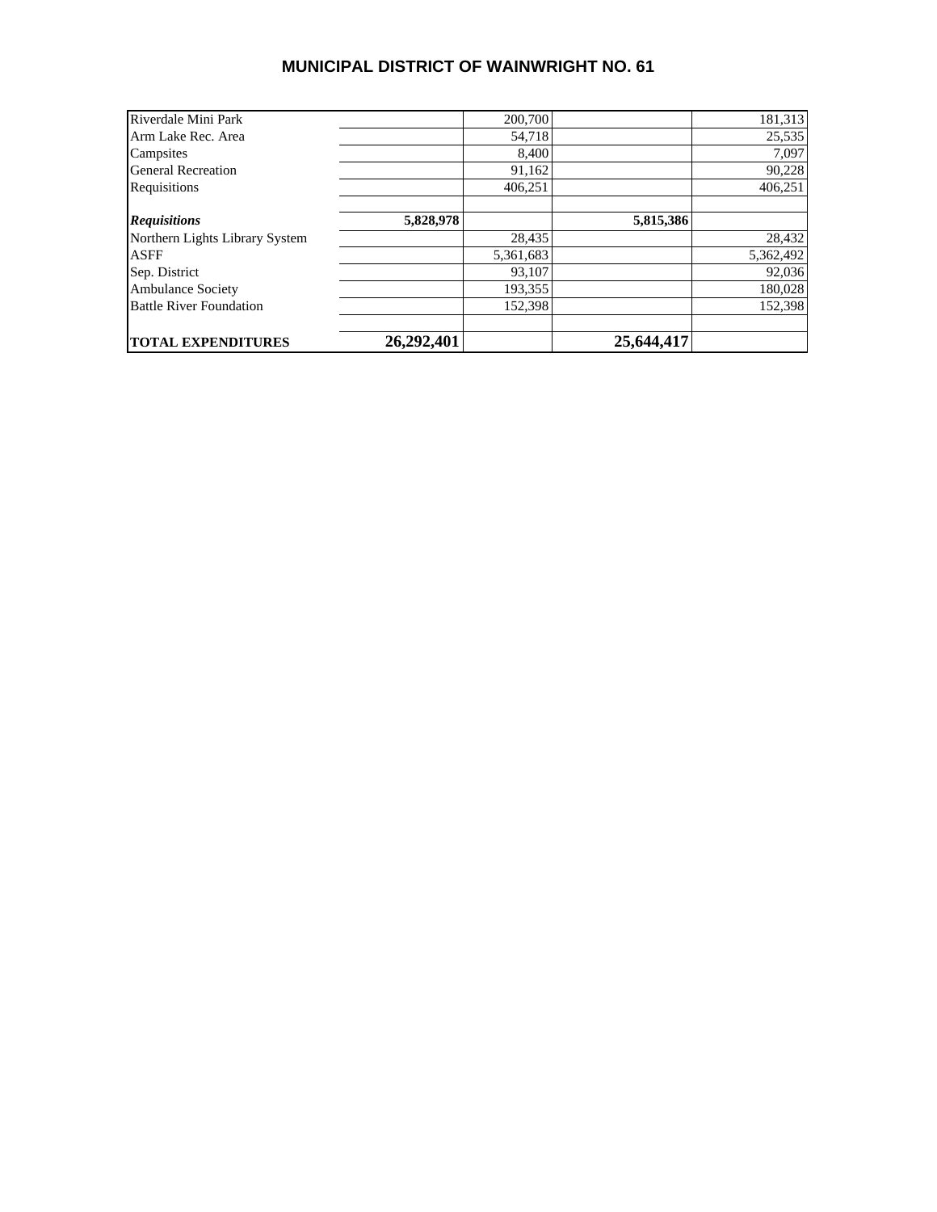# MUNICIPAL DISTRICT OF WAINWRIGHT NO. 61

| | | | | |
|---|---|---|---|---|
| Riverdale Mini Park | | 200,700 | | 181,313 |
| Arm Lake Rec. Area | | 54,718 | | 25,535 |
| Campsites | | 8,400 | | 7,097 |
| General Recreation | | 91,162 | | 90,228 |
| Requisitions | | 406,251 | | 406,251 |
| | | | | |
| ***Requisitions*** | **5,828,978** | | **5,815,386** | |
| Northern Lights Library System | | 28,435 | | 28,432 |
| ASFF | | 5,361,683 | | 5,362,492 |
| Sep. District | | 93,107 | | 92,036 |
| Ambulance Society | | 193,355 | | 180,028 |
| Battle River Foundation | | 152,398 | | 152,398 |
| | | | | |
| **TOTAL EXPENDITURES** | **26,292,401** | | **25,644,417** | |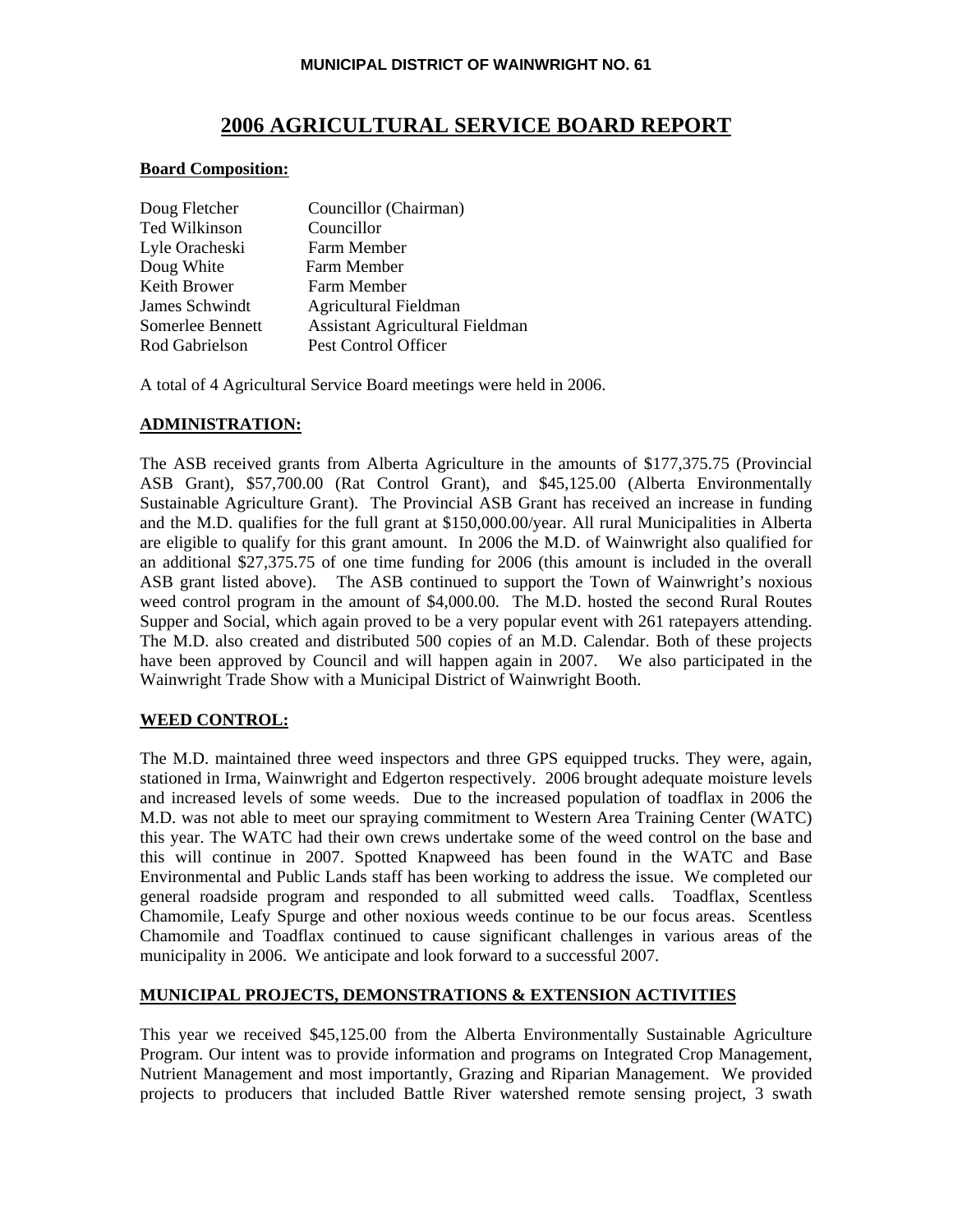**MUNICIPAL DISTRICT OF WAINWRIGHT NO. 61**

# 2006 AGRICULTURAL SERVICE BOARD REPORT

**Board Composition:**

| | |
|---|---|
| Doug Fletcher | Councillor (Chairman) |
| Ted Wilkinson | Councillor |
| Lyle Oracheski | Farm Member |
| Doug White | Farm Member |
| Keith Brower | Farm Member |
| James Schwindt | Agricultural Fieldman |
| Somerlee Bennett | Assistant Agricultural Fieldman |
| Rod Gabrielson | Pest Control Officer |

A total of 4 Agricultural Service Board meetings were held in 2006.

## ADMINISTRATION:

The ASB received grants from Alberta Agriculture in the amounts of $177,375.75 (Provincial ASB Grant), $57,700.00 (Rat Control Grant), and $45,125.00 (Alberta Environmentally Sustainable Agriculture Grant). The Provincial ASB Grant has received an increase in funding and the M.D. qualifies for the full grant at $150,000.00/year. All rural Municipalities in Alberta are eligible to qualify for this grant amount. In 2006 the M.D. of Wainwright also qualified for an additional $27,375.75 of one time funding for 2006 (this amount is included in the overall ASB grant listed above). The ASB continued to support the Town of Wainwright's noxious weed control program in the amount of $4,000.00. The M.D. hosted the second Rural Routes Supper and Social, which again proved to be a very popular event with 261 ratepayers attending. The M.D. also created and distributed 500 copies of an M.D. Calendar. Both of these projects have been approved by Council and will happen again in 2007. We also participated in the Wainwright Trade Show with a Municipal District of Wainwright Booth.

## WEED CONTROL:

The M.D. maintained three weed inspectors and three GPS equipped trucks. They were, again, stationed in Irma, Wainwright and Edgerton respectively. 2006 brought adequate moisture levels and increased levels of some weeds. Due to the increased population of toadflax in 2006 the M.D. was not able to meet our spraying commitment to Western Area Training Center (WATC) this year. The WATC had their own crews undertake some of the weed control on the base and this will continue in 2007. Spotted Knapweed has been found in the WATC and Base Environmental and Public Lands staff has been working to address the issue. We completed our general roadside program and responded to all submitted weed calls. Toadflax, Scentless Chamomile, Leafy Spurge and other noxious weeds continue to be our focus areas. Scentless Chamomile and Toadflax continued to cause significant challenges in various areas of the municipality in 2006. We anticipate and look forward to a successful 2007.

## MUNICIPAL PROJECTS, DEMONSTRATIONS & EXTENSION ACTIVITIES

This year we received $45,125.00 from the Alberta Environmentally Sustainable Agriculture Program. Our intent was to provide information and programs on Integrated Crop Management, Nutrient Management and most importantly, Grazing and Riparian Management. We provided projects to producers that included Battle River watershed remote sensing project, 3 swath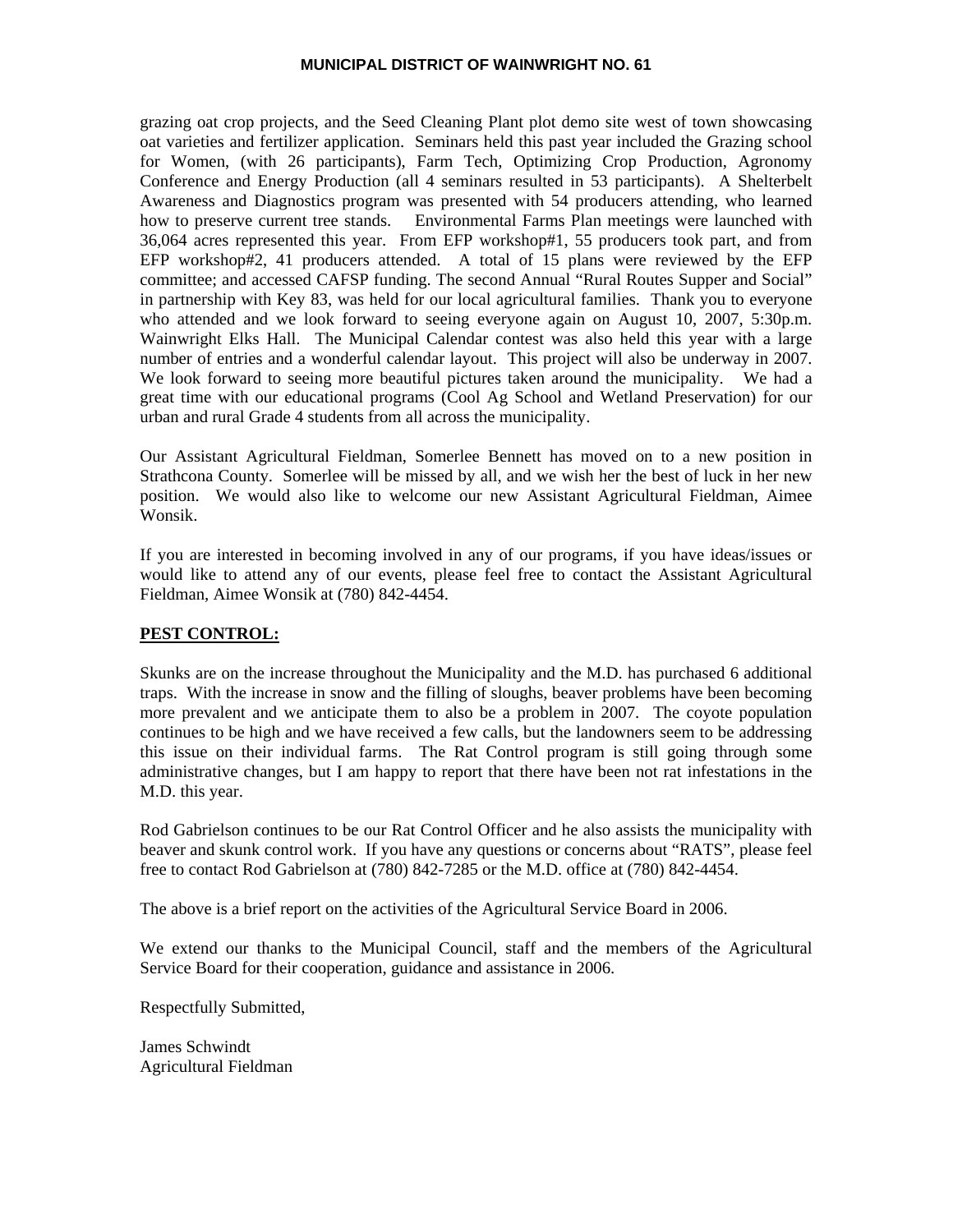grazing oat crop projects, and the Seed Cleaning Plant plot demo site west of town showcasing oat varieties and fertilizer application. Seminars held this past year included the Grazing school for Women, (with 26 participants), Farm Tech, Optimizing Crop Production, Agronomy Conference and Energy Production (all 4 seminars resulted in 53 participants). A Shelterbelt Awareness and Diagnostics program was presented with 54 producers attending, who learned how to preserve current tree stands. Environmental Farms Plan meetings were launched with 36,064 acres represented this year. From EFP workshop#1, 55 producers took part, and from EFP workshop#2, 41 producers attended. A total of 15 plans were reviewed by the EFP committee; and accessed CAFSP funding. The second Annual "Rural Routes Supper and Social" in partnership with Key 83, was held for our local agricultural families. Thank you to everyone who attended and we look forward to seeing everyone again on August 10, 2007, 5:30p.m. Wainwright Elks Hall. The Municipal Calendar contest was also held this year with a large number of entries and a wonderful calendar layout. This project will also be underway in 2007. We look forward to seeing more beautiful pictures taken around the municipality. We had a great time with our educational programs (Cool Ag School and Wetland Preservation) for our urban and rural Grade 4 students from all across the municipality.

Our Assistant Agricultural Fieldman, Somerlee Bennett has moved on to a new position in Strathcona County. Somerlee will be missed by all, and we wish her the best of luck in her new position. We would also like to welcome our new Assistant Agricultural Fieldman, Aimee Wonsik.

If you are interested in becoming involved in any of our programs, if you have ideas/issues or would like to attend any of our events, please feel free to contact the Assistant Agricultural Fieldman, Aimee Wonsik at (780) 842-4454.

## PEST CONTROL:

Skunks are on the increase throughout the Municipality and the M.D. has purchased 6 additional traps. With the increase in snow and the filling of sloughs, beaver problems have been becoming more prevalent and we anticipate them to also be a problem in 2007. The coyote population continues to be high and we have received a few calls, but the landowners seem to be addressing this issue on their individual farms. The Rat Control program is still going through some administrative changes, but I am happy to report that there have been not rat infestations in the M.D. this year.

Rod Gabrielson continues to be our Rat Control Officer and he also assists the municipality with beaver and skunk control work. If you have any questions or concerns about "RATS", please feel free to contact Rod Gabrielson at (780) 842-7285 or the M.D. office at (780) 842-4454.

The above is a brief report on the activities of the Agricultural Service Board in 2006.

We extend our thanks to the Municipal Council, staff and the members of the Agricultural Service Board for their cooperation, guidance and assistance in 2006.

Respectfully Submitted,

James Schwindt
Agricultural Fieldman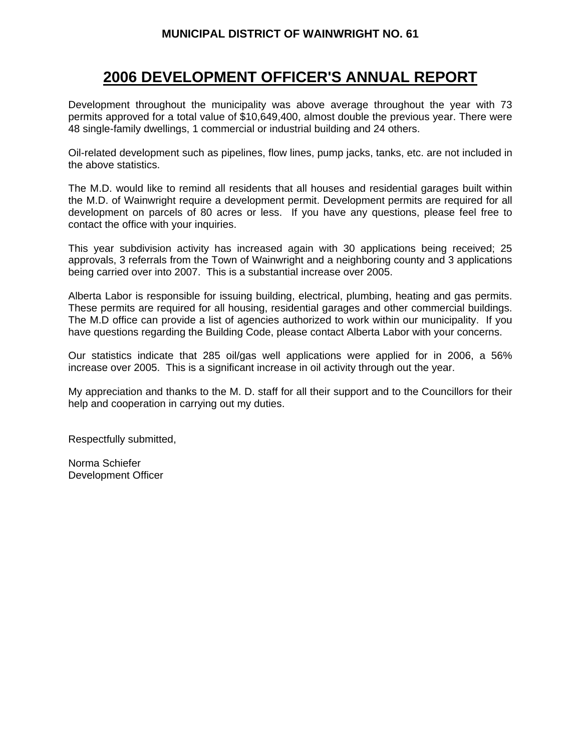**MUNICIPAL DISTRICT OF WAINWRIGHT NO. 61**

# 2006 DEVELOPMENT OFFICER'S ANNUAL REPORT

Development throughout the municipality was above average throughout the year with 73 permits approved for a total value of $10,649,400, almost double the previous year. There were 48 single-family dwellings, 1 commercial or industrial building and 24 others.

Oil-related development such as pipelines, flow lines, pump jacks, tanks, etc. are not included in the above statistics.

The M.D. would like to remind all residents that all houses and residential garages built within the M.D. of Wainwright require a development permit. Development permits are required for all development on parcels of 80 acres or less. If you have any questions, please feel free to contact the office with your inquiries.

This year subdivision activity has increased again with 30 applications being received; 25 approvals, 3 referrals from the Town of Wainwright and a neighboring county and 3 applications being carried over into 2007. This is a substantial increase over 2005.

Alberta Labor is responsible for issuing building, electrical, plumbing, heating and gas permits. These permits are required for all housing, residential garages and other commercial buildings. The M.D office can provide a list of agencies authorized to work within our municipality. If you have questions regarding the Building Code, please contact Alberta Labor with your concerns.

Our statistics indicate that 285 oil/gas well applications were applied for in 2006, a 56% increase over 2005. This is a significant increase in oil activity through out the year.

My appreciation and thanks to the M. D. staff for all their support and to the Councillors for their help and cooperation in carrying out my duties.

Respectfully submitted,

Norma Schiefer
Development Officer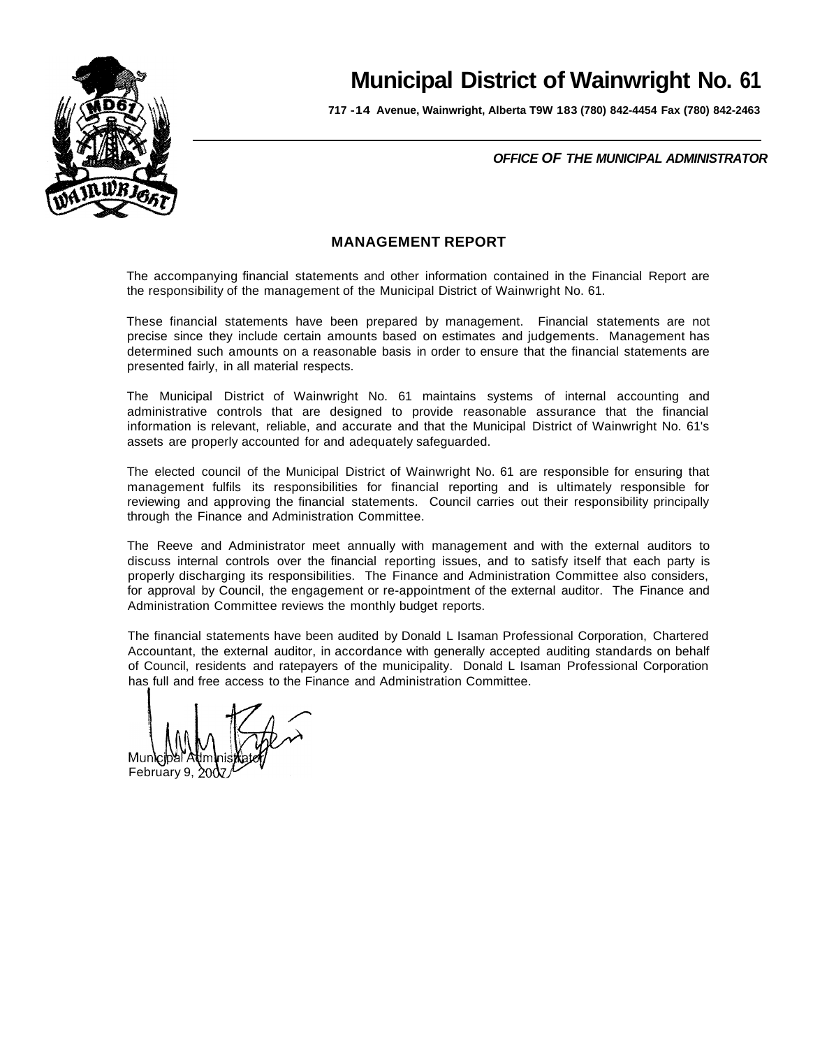# Municipal District of Wainwright No. 61

**717 -14 Avenue, Wainwright, Alberta T9W 183 (780) 842-4454 Fax (780) 842-2463**

***OFFICE OF THE MUNICIPAL ADMINISTRATOR***

## MANAGEMENT REPORT

The accompanying financial statements and other information contained in the Financial Report are the responsibility of the management of the Municipal District of Wainwright No. 61.

These financial statements have been prepared by management. Financial statements are not precise since they include certain amounts based on estimates and judgements. Management has determined such amounts on a reasonable basis in order to ensure that the financial statements are presented fairly, in all material respects.

The Municipal District of Wainwright No. 61 maintains systems of internal accounting and administrative controls that are designed to provide reasonable assurance that the financial information is relevant, reliable, and accurate and that the Municipal District of Wainwright No. 61's assets are properly accounted for and adequately safeguarded.

The elected council of the Municipal District of Wainwright No. 61 are responsible for ensuring that management fulfils its responsibilities for financial reporting and is ultimately responsible for reviewing and approving the financial statements. Council carries out their responsibility principally through the Finance and Administration Committee.

The Reeve and Administrator meet annually with management and with the external auditors to discuss internal controls over the financial reporting issues, and to satisfy itself that each party is properly discharging its responsibilities. The Finance and Administration Committee also considers, for approval by Council, the engagement or re-appointment of the external auditor. The Finance and Administration Committee reviews the monthly budget reports.

The financial statements have been audited by Donald L Isaman Professional Corporation, Chartered Accountant, the external auditor, in accordance with generally accepted auditing standards on behalf of Council, residents and ratepayers of the municipality. Donald L Isaman Professional Corporation has full and free access to the Finance and Administration Committee.

Municipal Administrator
February 9, 2007